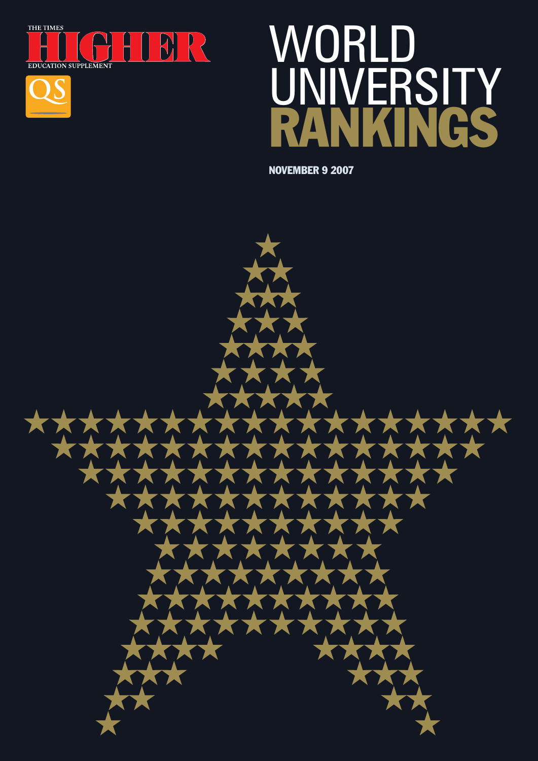THE TIMES

HIGHER

EDUCATION SUPPLEMENT

QS

# WORLD UNIVERSITY RANKINGS

**NOVEMBER 9 2007**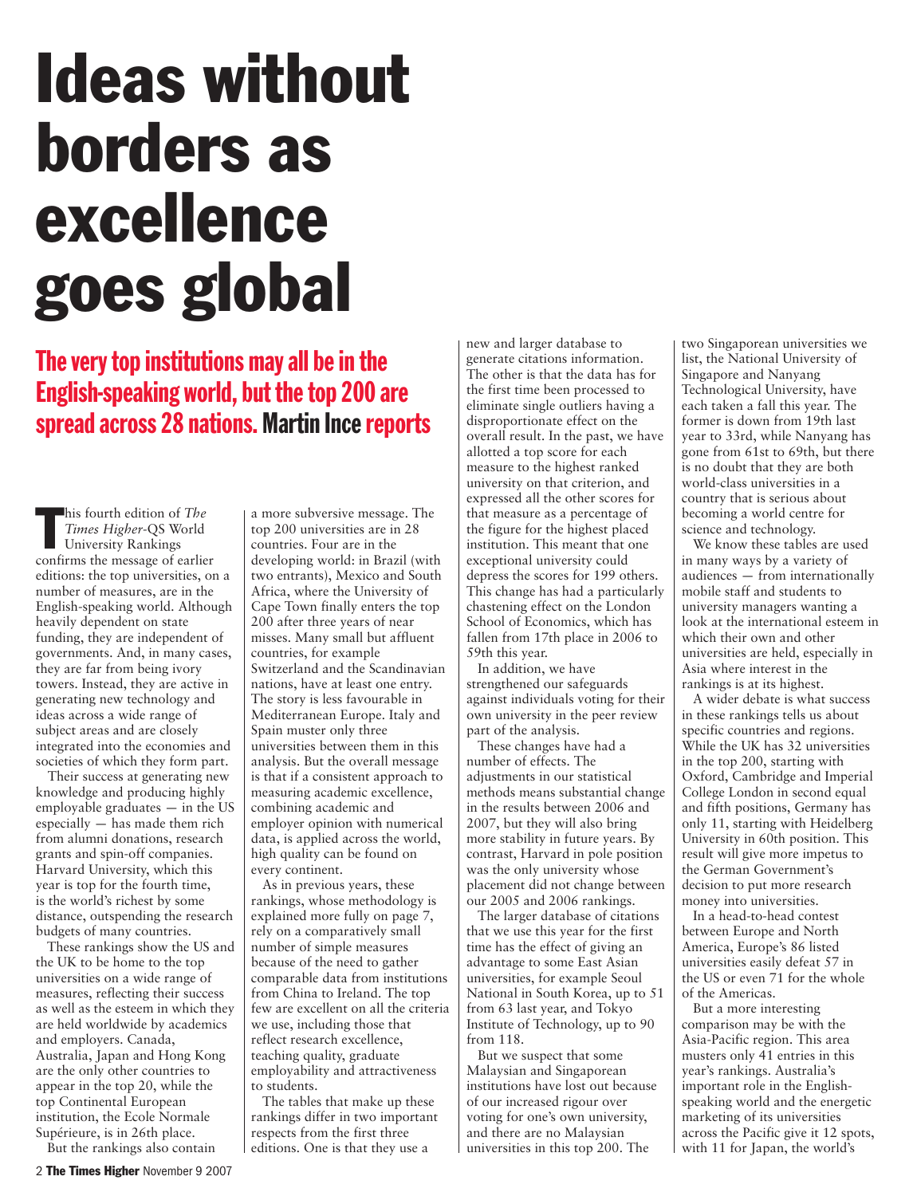# Ideas without borders as excellence goes global

## The very top institutions may all be in the English-speaking world, but the top 200 are spread across 28 nations. Martin Ince reports

This fourth edition of *The Times Higher*-QS World University Rankings confirms the message of earlier editions: the top universities, on a number of measures, are in the English-speaking world. Although heavily dependent on state funding, they are independent of governments. And, in many cases, they are far from being ivory towers. Instead, they are active in generating new technology and ideas across a wide range of subject areas and are closely integrated into the economies and societies of which they form part.

Their success at generating new knowledge and producing highly employable graduates — in the US especially — has made them rich from alumni donations, research grants and spin-off companies. Harvard University, which this year is top for the fourth time, is the world's richest by some distance, outspending the research budgets of many countries.

These rankings show the US and the UK to be the home to the top universities on a wide range of measures, reflecting their success as well as the esteem in which they are held worldwide by academics and employers. Canada, Australia, Japan and Hong Kong are the only other countries to appear in the top 20, while the top Continental European institution, the Ecole Normale Supérieure, is in 26th place.

But the rankings also contain a more subversive message. The top 200 universities are in 28 countries. Four are in the developing world: in Brazil (with two entrants), Mexico and South Africa, where the University of Cape Town finally enters the top 200 after three years of near misses. Many small but affluent countries, for example Switzerland and the Scandinavian nations, have at least one entry. The story is less favourable in Mediterranean Europe. Italy and Spain muster only three universities between them in this analysis. But the overall message is that if a consistent approach to measuring academic excellence, combining academic and employer opinion with numerical data, is applied across the world, high quality can be found on every continent.

As in previous years, these rankings, whose methodology is explained more fully on page 7, rely on a comparatively small number of simple measures because of the need to gather comparable data from institutions from China to Ireland. The top few are excellent on all the criteria we use, including those that reflect research excellence, teaching quality, graduate employability and attractiveness to students.

The tables that make up these rankings differ in two important respects from the first three editions. One is that they use a new and larger database to generate citations information. The other is that the data has for the first time been processed to eliminate single outliers having a disproportionate effect on the overall result. In the past, we have allotted a top score for each measure to the highest ranked university on that criterion, and expressed all the other scores for that measure as a percentage of the figure for the highest placed institution. This meant that one exceptional university could depress the scores for 199 others. This change has had a particularly chastening effect on the London School of Economics, which has fallen from 17th place in 2006 to 59th this year.

In addition, we have strengthened our safeguards against individuals voting for their own university in the peer review part of the analysis.

These changes have had a number of effects. The adjustments in our statistical methods means substantial change in the results between 2006 and 2007, but they will also bring more stability in future years. By contrast, Harvard in pole position was the only university whose placement did not change between our 2005 and 2006 rankings.

The larger database of citations that we use this year for the first time has the effect of giving an advantage to some East Asian universities, for example Seoul National in South Korea, up to 51 from 63 last year, and Tokyo Institute of Technology, up to 90 from 118.

But we suspect that some Malaysian and Singaporean institutions have lost out because of our increased rigour over voting for one's own university, and there are no Malaysian universities in this top 200. The two Singaporean universities we list, the National University of Singapore and Nanyang Technological University, have each taken a fall this year. The former is down from 19th last year to 33rd, while Nanyang has gone from 61st to 69th, but there is no doubt that they are both world-class universities in a country that is serious about becoming a world centre for science and technology.

We know these tables are used in many ways by a variety of audiences — from internationally mobile staff and students to university managers wanting a look at the international esteem in which their own and other universities are held, especially in Asia where interest in the rankings is at its highest.

A wider debate is what success in these rankings tells us about specific countries and regions. While the UK has 32 universities in the top 200, starting with Oxford, Cambridge and Imperial College London in second equal and fifth positions, Germany has only 11, starting with Heidelberg University in 60th position. This result will give more impetus to the German Government's decision to put more research money into universities.

In a head-to-head contest between Europe and North America, Europe's 86 listed universities easily defeat 57 in the US or even 71 for the whole of the Americas.

But a more interesting comparison may be with the Asia-Pacific region. This area musters only 41 entries in this year's rankings. Australia's important role in the English-speaking world and the energetic marketing of its universities across the Pacific give it 12 spots, with 11 for Japan, the world's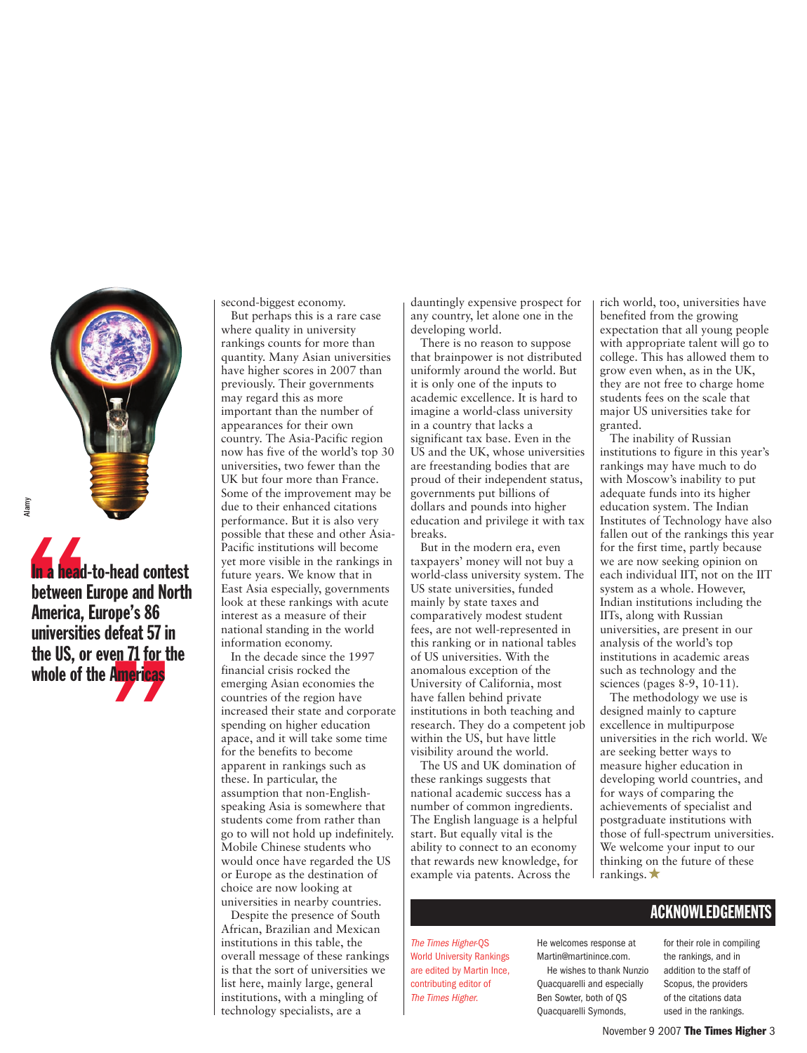> In a head-to-head contest between Europe and North America, Europe's 86 universities defeat 57 in the US, or even 71 for the whole of the Americas

second-biggest economy.

But perhaps this is a rare case where quality in university rankings counts for more than quantity. Many Asian universities have higher scores in 2007 than previously. Their governments may regard this as more important than the number of appearances for their own country. The Asia-Pacific region now has five of the world's top 30 universities, two fewer than the UK but four more than France. Some of the improvement may be due to their enhanced citations performance. But it is also very possible that these and other Asia-Pacific institutions will become yet more visible in the rankings in future years. We know that in East Asia especially, governments look at these rankings with acute interest as a measure of their national standing in the world information economy.

In the decade since the 1997 financial crisis rocked the emerging Asian economies the countries of the region have increased their state and corporate spending on higher education apace, and it will take some time for the benefits to become apparent in rankings such as these. In particular, the assumption that non-English-speaking Asia is somewhere that students come from rather than go to will not hold up indefinitely. Mobile Chinese students who would once have regarded the US or Europe as the destination of choice are now looking at universities in nearby countries.

Despite the presence of South African, Brazilian and Mexican institutions in this table, the overall message of these rankings is that the sort of universities we list here, mainly large, general institutions, with a mingling of technology specialists, are a dauntingly expensive prospect for any country, let alone one in the developing world.

There is no reason to suppose that brainpower is not distributed uniformly around the world. But it is only one of the inputs to academic excellence. It is hard to imagine a world-class university in a country that lacks a significant tax base. Even in the US and the UK, whose universities are freestanding bodies that are proud of their independent status, governments put billions of dollars and pounds into higher education and privilege it with tax breaks.

But in the modern era, even taxpayers' money will not buy a world-class university system. The US state universities, funded mainly by state taxes and comparatively modest student fees, are not well-represented in this ranking or in national tables of US universities. With the anomalous exception of the University of California, most have fallen behind private institutions in both teaching and research. They do a competent job within the US, but have little visibility around the world.

The US and UK domination of these rankings suggests that national academic success has a number of common ingredients. The English language is a helpful start. But equally vital is the ability to connect to an economy that rewards new knowledge, for example via patents. Across the rich world, too, universities have benefited from the growing expectation that all young people with appropriate talent will go to college. This has allowed them to grow even when, as in the UK, they are not free to charge home students fees on the scale that major US universities take for granted.

The inability of Russian institutions to figure in this year's rankings may have much to do with Moscow's inability to put adequate funds into its higher education system. The Indian Institutes of Technology have also fallen out of the rankings this year for the first time, partly because we are now seeking opinion on each individual IIT, not on the IIT system as a whole. However, Indian institutions including the IITs, along with Russian universities, are present in our analysis of the world's top institutions in academic areas such as technology and the sciences (pages 8-9, 10-11).

The methodology we use is designed mainly to capture excellence in multipurpose universities in the rich world. We are seeking better ways to measure higher education in developing world countries, and for ways of comparing the achievements of specialist and postgraduate institutions with those of full-spectrum universities. We welcome your input to our thinking on the future of these rankings. ★

## ACKNOWLEDGEMENTS

*The Times Higher*-QS World University Rankings are edited by Martin Ince, contributing editor of *The Times Higher*.

He welcomes response at Martin@martinince.com.

He wishes to thank Nunzio Quacquarelli and especially Ben Sowter, both of QS Quacquarelli Symonds, for their role in compiling the rankings, and in addition to the staff of Scopus, the providers of the citations data used in the rankings.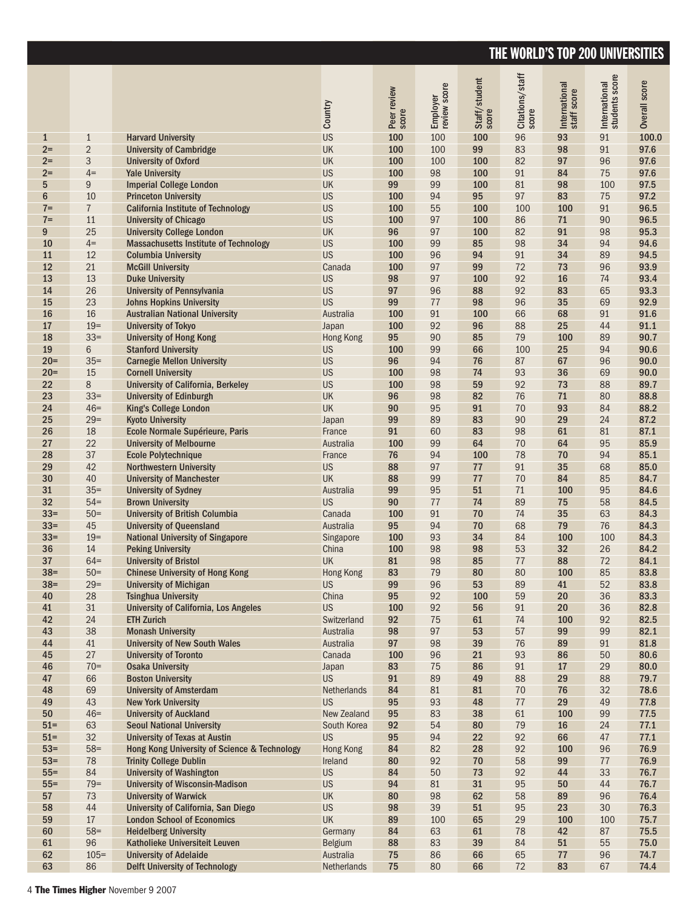# THE WORLD'S TOP 200 UNIVERSITIES

| | | | Country | Peer review score | Employer review score | Staff/student score | Citations/staff score | International staff score | International students score | Overall score |
|---|---|---|---|---|---|---|---|---|---|---|
| 1 | 1 | Harvard University | US | 100 | 100 | 100 | 96 | 93 | 91 | 100.0 |
| 2= | 2 | University of Cambridge | UK | 100 | 100 | 99 | 83 | 98 | 91 | 97.6 |
| 2= | 3 | University of Oxford | UK | 100 | 100 | 100 | 82 | 97 | 96 | 97.6 |
| 2= | 4= | Yale University | US | 100 | 98 | 100 | 91 | 84 | 75 | 97.6 |
| 5 | 9 | Imperial College London | UK | 99 | 99 | 100 | 81 | 98 | 100 | 97.5 |
| 6 | 10 | Princeton University | US | 100 | 94 | 95 | 97 | 83 | 75 | 97.2 |
| 7= | 7 | California Institute of Technology | US | 100 | 55 | 100 | 100 | 100 | 91 | 96.5 |
| 7= | 11 | University of Chicago | US | 100 | 97 | 100 | 86 | 71 | 90 | 96.5 |
| 9 | 25 | University College London | UK | 96 | 97 | 100 | 82 | 91 | 98 | 95.3 |
| 10 | 4= | Massachusetts Institute of Technology | US | 100 | 99 | 85 | 98 | 34 | 94 | 94.6 |
| 11 | 12 | Columbia University | US | 100 | 96 | 94 | 91 | 34 | 89 | 94.5 |
| 12 | 21 | McGill University | Canada | 100 | 97 | 99 | 72 | 73 | 96 | 93.9 |
| 13 | 13 | Duke University | US | 98 | 97 | 100 | 92 | 16 | 74 | 93.4 |
| 14 | 26 | University of Pennsylvania | US | 97 | 96 | 88 | 92 | 83 | 65 | 93.3 |
| 15 | 23 | Johns Hopkins University | US | 99 | 77 | 98 | 96 | 35 | 69 | 92.9 |
| 16 | 16 | Australian National University | Australia | 100 | 91 | 100 | 66 | 68 | 91 | 91.6 |
| 17 | 19= | University of Tokyo | Japan | 100 | 92 | 96 | 88 | 25 | 44 | 91.1 |
| 18 | 33= | University of Hong Kong | Hong Kong | 95 | 90 | 85 | 79 | 100 | 89 | 90.7 |
| 19 | 6 | Stanford University | US | 100 | 99 | 66 | 100 | 25 | 94 | 90.6 |
| 20= | 35= | Carnegie Mellon University | US | 96 | 94 | 76 | 87 | 67 | 96 | 90.0 |
| 20= | 15 | Cornell University | US | 100 | 98 | 74 | 93 | 36 | 69 | 90.0 |
| 22 | 8 | University of California, Berkeley | US | 100 | 98 | 59 | 92 | 73 | 88 | 89.7 |
| 23 | 33= | University of Edinburgh | UK | 96 | 98 | 82 | 76 | 71 | 80 | 88.8 |
| 24 | 46= | King's College London | UK | 90 | 95 | 91 | 70 | 93 | 84 | 88.2 |
| 25 | 29= | Kyoto University | Japan | 99 | 89 | 83 | 90 | 29 | 24 | 87.2 |
| 26 | 18 | Ecole Normale Supérieure, Paris | France | 91 | 60 | 83 | 98 | 61 | 81 | 87.1 |
| 27 | 22 | University of Melbourne | Australia | 100 | 99 | 64 | 70 | 64 | 95 | 85.9 |
| 28 | 37 | Ecole Polytechnique | France | 76 | 94 | 100 | 78 | 70 | 94 | 85.1 |
| 29 | 42 | Northwestern University | US | 88 | 97 | 77 | 91 | 35 | 68 | 85.0 |
| 30 | 40 | University of Manchester | UK | 88 | 99 | 77 | 70 | 84 | 85 | 84.7 |
| 31 | 35= | University of Sydney | Australia | 99 | 95 | 51 | 71 | 100 | 95 | 84.6 |
| 32 | 54= | Brown University | US | 90 | 77 | 74 | 89 | 75 | 58 | 84.5 |
| 33= | 50= | University of British Columbia | Canada | 100 | 91 | 70 | 74 | 35 | 63 | 84.3 |
| 33= | 45 | University of Queensland | Australia | 95 | 94 | 70 | 68 | 79 | 76 | 84.3 |
| 33= | 19= | National University of Singapore | Singapore | 100 | 93 | 34 | 84 | 100 | 100 | 84.3 |
| 36 | 14 | Peking University | China | 100 | 98 | 98 | 53 | 32 | 26 | 84.2 |
| 37 | 64= | University of Bristol | UK | 81 | 98 | 85 | 77 | 88 | 72 | 84.1 |
| 38= | 50= | Chinese University of Hong Kong | Hong Kong | 83 | 79 | 80 | 80 | 100 | 85 | 83.8 |
| 38= | 29= | University of Michigan | US | 99 | 96 | 53 | 89 | 41 | 52 | 83.8 |
| 40 | 28 | Tsinghua University | China | 95 | 92 | 100 | 59 | 20 | 36 | 83.3 |
| 41 | 31 | University of California, Los Angeles | US | 100 | 92 | 56 | 91 | 20 | 36 | 82.8 |
| 42 | 24 | ETH Zurich | Switzerland | 92 | 75 | 61 | 74 | 100 | 92 | 82.5 |
| 43 | 38 | Monash University | Australia | 98 | 97 | 53 | 57 | 99 | 99 | 82.1 |
| 44 | 41 | University of New South Wales | Australia | 97 | 98 | 39 | 76 | 89 | 91 | 81.8 |
| 45 | 27 | University of Toronto | Canada | 100 | 96 | 21 | 93 | 86 | 50 | 80.6 |
| 46 | 70= | Osaka University | Japan | 83 | 75 | 86 | 91 | 17 | 29 | 80.0 |
| 47 | 66 | Boston University | US | 91 | 89 | 49 | 88 | 29 | 88 | 79.7 |
| 48 | 69 | University of Amsterdam | Netherlands | 84 | 81 | 81 | 70 | 76 | 32 | 78.6 |
| 49 | 43 | New York University | US | 95 | 93 | 48 | 77 | 29 | 49 | 77.8 |
| 50 | 46= | University of Auckland | New Zealand | 95 | 83 | 38 | 61 | 100 | 99 | 77.5 |
| 51= | 63 | Seoul National University | South Korea | 92 | 54 | 80 | 79 | 16 | 24 | 77.1 |
| 51= | 32 | University of Texas at Austin | US | 95 | 94 | 22 | 92 | 66 | 47 | 77.1 |
| 53= | 58= | Hong Kong University of Science & Technology | Hong Kong | 84 | 82 | 28 | 92 | 100 | 96 | 76.9 |
| 53= | 78 | Trinity College Dublin | Ireland | 80 | 92 | 70 | 58 | 99 | 77 | 76.9 |
| 55= | 84 | University of Washington | US | 84 | 50 | 73 | 92 | 44 | 33 | 76.7 |
| 55= | 79= | University of Wisconsin-Madison | US | 94 | 81 | 31 | 95 | 50 | 44 | 76.7 |
| 57 | 73 | University of Warwick | UK | 80 | 98 | 62 | 58 | 89 | 96 | 76.4 |
| 58 | 44 | University of California, San Diego | US | 98 | 39 | 51 | 95 | 23 | 30 | 76.3 |
| 59 | 17 | London School of Economics | UK | 89 | 100 | 65 | 29 | 100 | 100 | 75.7 |
| 60 | 58= | Heidelberg University | Germany | 84 | 63 | 61 | 78 | 42 | 87 | 75.5 |
| 61 | 96 | Katholieke Universiteit Leuven | Belgium | 88 | 83 | 39 | 84 | 51 | 55 | 75.0 |
| 62 | 105= | University of Adelaide | Australia | 75 | 86 | 66 | 65 | 77 | 96 | 74.7 |
| 63 | 86 | Delft University of Technology | Netherlands | 75 | 80 | 66 | 72 | 83 | 67 | 74.4 |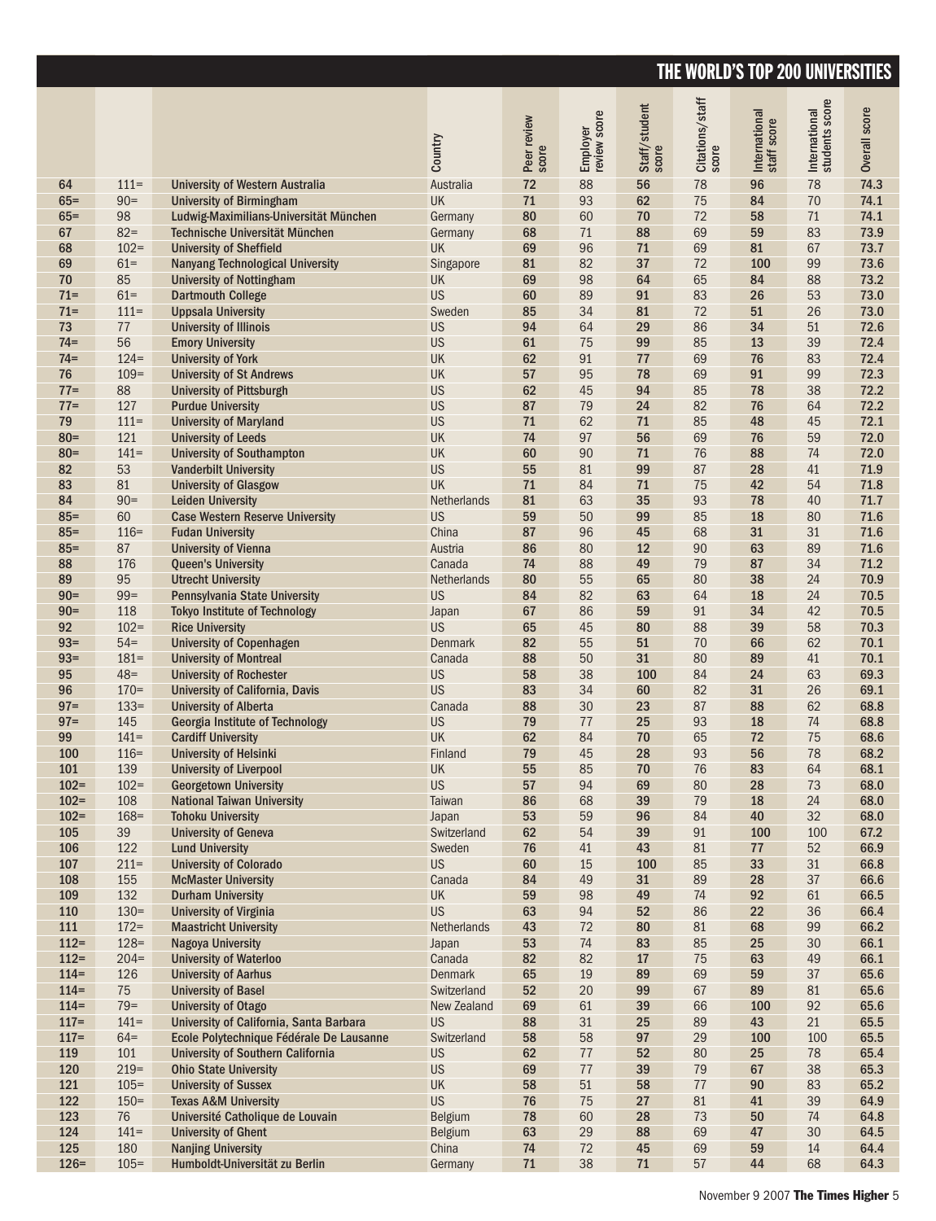## THE WORLD'S TOP 200 UNIVERSITIES

| | | | Country | Peer review score | Employer review score | Staff/student score | Citations/staff score | International staff score | International students score | Overall score |
|---|---|---|---|---|---|---|---|---|---|---|
| 64 | 111= | University of Western Australia | Australia | 72 | 88 | 56 | 78 | 96 | 78 | 74.3 |
| 65= | 90= | University of Birmingham | UK | 71 | 93 | 62 | 75 | 84 | 70 | 74.1 |
| 65= | 98 | Ludwig-Maximilians-Universität München | Germany | 80 | 60 | 70 | 72 | 58 | 71 | 74.1 |
| 67 | 82= | Technische Universität München | Germany | 68 | 71 | 88 | 69 | 59 | 83 | 73.9 |
| 68 | 102= | University of Sheffield | UK | 69 | 96 | 71 | 69 | 81 | 67 | 73.7 |
| 69 | 61= | Nanyang Technological University | Singapore | 81 | 82 | 37 | 72 | 100 | 99 | 73.6 |
| 70 | 85 | University of Nottingham | UK | 69 | 98 | 64 | 65 | 84 | 88 | 73.2 |
| 71= | 61= | Dartmouth College | US | 60 | 89 | 91 | 83 | 26 | 53 | 73.0 |
| 71= | 111= | Uppsala University | Sweden | 85 | 34 | 81 | 72 | 51 | 26 | 73.0 |
| 73 | 77 | University of Illinois | US | 94 | 64 | 29 | 86 | 34 | 51 | 72.6 |
| 74= | 56 | Emory University | US | 61 | 75 | 99 | 85 | 13 | 39 | 72.4 |
| 74= | 124= | University of York | UK | 62 | 91 | 77 | 69 | 76 | 83 | 72.4 |
| 76 | 109= | University of St Andrews | UK | 57 | 95 | 78 | 69 | 91 | 99 | 72.3 |
| 77= | 88 | University of Pittsburgh | US | 62 | 45 | 94 | 85 | 78 | 38 | 72.2 |
| 77= | 127 | Purdue University | US | 87 | 79 | 24 | 82 | 76 | 64 | 72.2 |
| 79 | 111= | University of Maryland | US | 71 | 62 | 71 | 85 | 48 | 45 | 72.1 |
| 80= | 121 | University of Leeds | UK | 74 | 97 | 56 | 69 | 76 | 59 | 72.0 |
| 80= | 141= | University of Southampton | UK | 60 | 90 | 71 | 76 | 88 | 74 | 72.0 |
| 82 | 53 | Vanderbilt University | US | 55 | 81 | 99 | 87 | 28 | 41 | 71.9 |
| 83 | 81 | University of Glasgow | UK | 71 | 84 | 71 | 75 | 42 | 54 | 71.8 |
| 84 | 90= | Leiden University | Netherlands | 81 | 63 | 35 | 93 | 78 | 40 | 71.7 |
| 85= | 60 | Case Western Reserve University | US | 59 | 50 | 99 | 85 | 18 | 80 | 71.6 |
| 85= | 116= | Fudan University | China | 87 | 96 | 45 | 68 | 31 | 31 | 71.6 |
| 85= | 87 | University of Vienna | Austria | 86 | 80 | 12 | 90 | 63 | 89 | 71.6 |
| 88 | 176 | Queen's University | Canada | 74 | 88 | 49 | 79 | 87 | 34 | 71.2 |
| 89 | 95 | Utrecht University | Netherlands | 80 | 55 | 65 | 80 | 38 | 24 | 70.9 |
| 90= | 99= | Pennsylvania State University | US | 84 | 82 | 63 | 64 | 18 | 24 | 70.5 |
| 90= | 118 | Tokyo Institute of Technology | Japan | 67 | 86 | 59 | 91 | 34 | 42 | 70.5 |
| 92 | 102= | Rice University | US | 65 | 45 | 80 | 88 | 39 | 58 | 70.3 |
| 93= | 54= | University of Copenhagen | Denmark | 82 | 55 | 51 | 70 | 66 | 62 | 70.1 |
| 93= | 181= | University of Montreal | Canada | 88 | 50 | 31 | 80 | 89 | 41 | 70.1 |
| 95 | 48= | University of Rochester | US | 58 | 38 | 100 | 84 | 24 | 63 | 69.3 |
| 96 | 170= | University of California, Davis | US | 83 | 34 | 60 | 82 | 31 | 26 | 69.1 |
| 97= | 133= | University of Alberta | Canada | 88 | 30 | 23 | 87 | 88 | 62 | 68.8 |
| 97= | 145 | Georgia Institute of Technology | US | 79 | 77 | 25 | 93 | 18 | 74 | 68.8 |
| 99 | 141= | Cardiff University | UK | 62 | 84 | 70 | 65 | 72 | 75 | 68.6 |
| 100 | 116= | University of Helsinki | Finland | 79 | 45 | 28 | 93 | 56 | 78 | 68.2 |
| 101 | 139 | University of Liverpool | UK | 55 | 85 | 70 | 76 | 83 | 64 | 68.1 |
| 102= | 102= | Georgetown University | US | 57 | 94 | 69 | 80 | 28 | 73 | 68.0 |
| 102= | 108 | National Taiwan University | Taiwan | 86 | 68 | 39 | 79 | 18 | 24 | 68.0 |
| 102= | 168= | Tohoku University | Japan | 53 | 59 | 96 | 84 | 40 | 32 | 68.0 |
| 105 | 39 | University of Geneva | Switzerland | 62 | 54 | 39 | 91 | 100 | 100 | 67.2 |
| 106 | 122 | Lund University | Sweden | 76 | 41 | 43 | 81 | 77 | 52 | 66.9 |
| 107 | 211= | University of Colorado | US | 60 | 15 | 100 | 85 | 33 | 31 | 66.8 |
| 108 | 155 | McMaster University | Canada | 84 | 49 | 31 | 89 | 28 | 37 | 66.6 |
| 109 | 132 | Durham University | UK | 59 | 98 | 49 | 74 | 92 | 61 | 66.5 |
| 110 | 130= | University of Virginia | US | 63 | 94 | 52 | 86 | 22 | 36 | 66.4 |
| 111 | 172= | Maastricht University | Netherlands | 43 | 72 | 80 | 81 | 68 | 99 | 66.2 |
| 112= | 128= | Nagoya University | Japan | 53 | 74 | 83 | 85 | 25 | 30 | 66.1 |
| 112= | 204= | University of Waterloo | Canada | 82 | 82 | 17 | 75 | 63 | 49 | 66.1 |
| 114= | 126 | University of Aarhus | Denmark | 65 | 19 | 89 | 69 | 59 | 37 | 65.6 |
| 114= | 75 | University of Basel | Switzerland | 52 | 20 | 99 | 67 | 89 | 81 | 65.6 |
| 114= | 79= | University of Otago | New Zealand | 69 | 61 | 39 | 66 | 100 | 92 | 65.6 |
| 117= | 141= | University of California, Santa Barbara | US | 88 | 31 | 25 | 89 | 43 | 21 | 65.5 |
| 117= | 64= | Ecole Polytechnique Fédérale De Lausanne | Switzerland | 58 | 58 | 97 | 29 | 100 | 100 | 65.5 |
| 119 | 101 | University of Southern California | US | 62 | 77 | 52 | 80 | 25 | 78 | 65.4 |
| 120 | 219= | Ohio State University | US | 69 | 77 | 39 | 79 | 67 | 38 | 65.3 |
| 121 | 105= | University of Sussex | UK | 58 | 51 | 58 | 77 | 90 | 83 | 65.2 |
| 122 | 150= | Texas A&M University | US | 76 | 75 | 27 | 81 | 41 | 39 | 64.9 |
| 123 | 76 | Université Catholique de Louvain | Belgium | 78 | 60 | 28 | 73 | 50 | 74 | 64.8 |
| 124 | 141= | University of Ghent | Belgium | 63 | 29 | 88 | 69 | 47 | 30 | 64.5 |
| 125 | 180 | Nanjing University | China | 74 | 72 | 45 | 69 | 59 | 14 | 64.4 |
| 126= | 105= | Humboldt-Universität zu Berlin | Germany | 71 | 38 | 71 | 57 | 44 | 68 | 64.3 |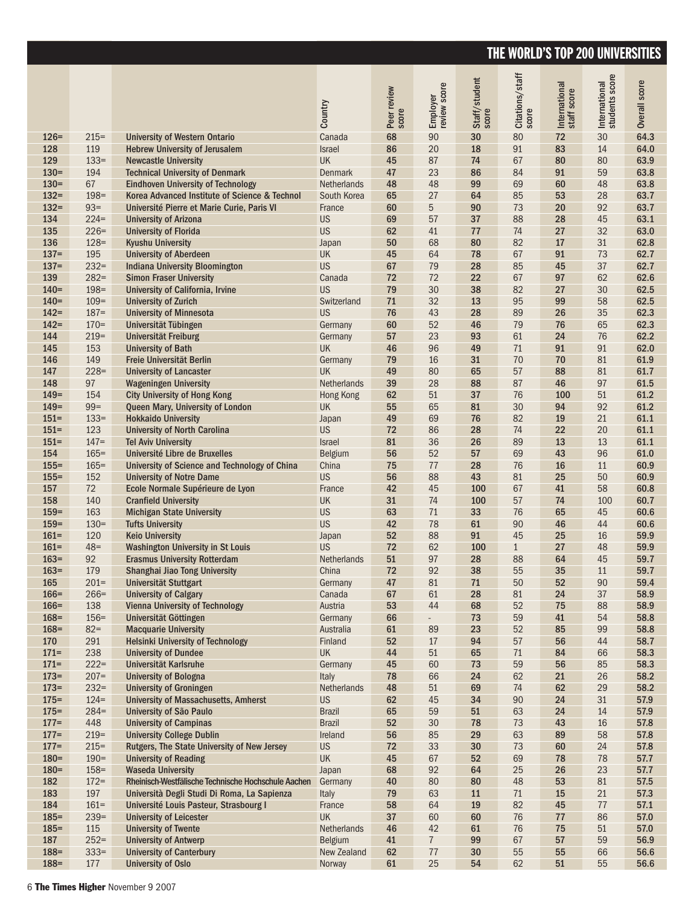## THE WORLD'S TOP 200 UNIVERSITIES

| | | | Country | Peer review score | Employer review score | Staff/student score | Citations/staff score | International staff score | International students score | Overall score |
|---|---|---|---|---|---|---|---|---|---|---|
| 126= | 215= | University of Western Ontario | Canada | 68 | 90 | 30 | 80 | 72 | 30 | 64.3 |
| 128 | 119 | Hebrew University of Jerusalem | Israel | 86 | 20 | 18 | 91 | 83 | 14 | 64.0 |
| 129 | 133= | Newcastle University | UK | 45 | 87 | 74 | 67 | 80 | 80 | 63.9 |
| 130= | 194 | Technical University of Denmark | Denmark | 47 | 23 | 86 | 84 | 91 | 59 | 63.8 |
| 130= | 67 | Eindhoven University of Technology | Netherlands | 48 | 48 | 99 | 69 | 60 | 48 | 63.8 |
| 132= | 198= | Korea Advanced Institute of Science & Technol | South Korea | 65 | 27 | 64 | 85 | 53 | 28 | 63.7 |
| 132= | 93= | Université Pierre et Marie Curie, Paris VI | France | 60 | 5 | 90 | 73 | 20 | 92 | 63.7 |
| 134 | 224= | University of Arizona | US | 69 | 57 | 37 | 88 | 28 | 45 | 63.1 |
| 135 | 226= | University of Florida | US | 62 | 41 | 77 | 74 | 27 | 32 | 63.0 |
| 136 | 128= | Kyushu University | Japan | 50 | 68 | 80 | 82 | 17 | 31 | 62.8 |
| 137= | 195 | University of Aberdeen | UK | 45 | 64 | 78 | 67 | 91 | 73 | 62.7 |
| 137= | 232= | Indiana University Bloomington | US | 67 | 79 | 28 | 85 | 45 | 37 | 62.7 |
| 139 | 282= | Simon Fraser University | Canada | 72 | 72 | 22 | 67 | 97 | 62 | 62.6 |
| 140= | 198= | University of California, Irvine | US | 79 | 30 | 38 | 82 | 27 | 30 | 62.5 |
| 140= | 109= | University of Zurich | Switzerland | 71 | 32 | 13 | 95 | 99 | 58 | 62.5 |
| 142= | 187= | University of Minnesota | US | 76 | 43 | 28 | 89 | 26 | 35 | 62.3 |
| 142= | 170= | Universität Tübingen | Germany | 60 | 52 | 46 | 79 | 76 | 65 | 62.3 |
| 144 | 219= | Universität Freiburg | Germany | 57 | 23 | 93 | 61 | 24 | 76 | 62.2 |
| 145 | 153 | University of Bath | UK | 46 | 96 | 49 | 71 | 91 | 91 | 62.0 |
| 146 | 149 | Freie Universität Berlin | Germany | 79 | 16 | 31 | 70 | 70 | 81 | 61.9 |
| 147 | 228= | University of Lancaster | UK | 49 | 80 | 65 | 57 | 88 | 81 | 61.7 |
| 148 | 97 | Wageningen University | Netherlands | 39 | 28 | 88 | 87 | 46 | 97 | 61.5 |
| 149= | 154 | City University of Hong Kong | Hong Kong | 62 | 51 | 37 | 76 | 100 | 51 | 61.2 |
| 149= | 99= | Queen Mary, University of London | UK | 55 | 65 | 81 | 30 | 94 | 92 | 61.2 |
| 151= | 133= | Hokkaido University | Japan | 49 | 69 | 76 | 82 | 19 | 21 | 61.1 |
| 151= | 123 | University of North Carolina | US | 72 | 86 | 28 | 74 | 22 | 20 | 61.1 |
| 151= | 147= | Tel Aviv University | Israel | 81 | 36 | 26 | 89 | 13 | 13 | 61.1 |
| 154 | 165= | Université Libre de Bruxelles | Belgium | 56 | 52 | 57 | 69 | 43 | 96 | 61.0 |
| 155= | 165= | University of Science and Technology of China | China | 75 | 77 | 28 | 76 | 16 | 11 | 60.9 |
| 155= | 152 | University of Notre Dame | US | 56 | 88 | 43 | 81 | 25 | 50 | 60.9 |
| 157 | 72 | Ecole Normale Supérieure de Lyon | France | 42 | 45 | 100 | 67 | 41 | 58 | 60.8 |
| 158 | 140 | Cranfield University | UK | 31 | 74 | 100 | 57 | 74 | 100 | 60.7 |
| 159= | 163 | Michigan State University | US | 63 | 71 | 33 | 76 | 65 | 45 | 60.6 |
| 159= | 130= | Tufts University | US | 42 | 78 | 61 | 90 | 46 | 44 | 60.6 |
| 161= | 120 | Keio University | Japan | 52 | 88 | 91 | 45 | 25 | 16 | 59.9 |
| 161= | 48= | Washington University in St Louis | US | 72 | 62 | 100 | 1 | 27 | 48 | 59.9 |
| 163= | 92 | Erasmus University Rotterdam | Netherlands | 51 | 97 | 28 | 88 | 64 | 45 | 59.7 |
| 163= | 179 | Shanghai Jiao Tong University | China | 72 | 92 | 38 | 55 | 35 | 11 | 59.7 |
| 165 | 201= | Universität Stuttgart | Germany | 47 | 81 | 71 | 50 | 52 | 90 | 59.4 |
| 166= | 266= | University of Calgary | Canada | 67 | 61 | 28 | 81 | 24 | 37 | 58.9 |
| 166= | 138 | Vienna University of Technology | Austria | 53 | 44 | 68 | 52 | 75 | 88 | 58.9 |
| 168= | 156= | Universität Göttingen | Germany | 66 | - | 73 | 59 | 41 | 54 | 58.8 |
| 168= | 82= | Macquarie University | Australia | 61 | 89 | 23 | 52 | 85 | 99 | 58.8 |
| 170 | 291 | Helsinki University of Technology | Finland | 52 | 17 | 94 | 57 | 56 | 44 | 58.7 |
| 171= | 238 | University of Dundee | UK | 44 | 51 | 65 | 71 | 84 | 66 | 58.3 |
| 171= | 222= | Universität Karlsruhe | Germany | 45 | 60 | 73 | 59 | 56 | 85 | 58.3 |
| 173= | 207= | University of Bologna | Italy | 78 | 66 | 24 | 62 | 21 | 26 | 58.2 |
| 173= | 232= | University of Groningen | Netherlands | 48 | 51 | 69 | 74 | 62 | 29 | 58.2 |
| 175= | 124= | University of Massachusetts, Amherst | US | 62 | 45 | 34 | 90 | 24 | 31 | 57.9 |
| 175= | 284= | University of São Paulo | Brazil | 65 | 59 | 51 | 63 | 24 | 14 | 57.9 |
| 177= | 448 | University of Campinas | Brazil | 52 | 30 | 78 | 73 | 43 | 16 | 57.8 |
| 177= | 219= | University College Dublin | Ireland | 56 | 85 | 29 | 63 | 89 | 58 | 57.8 |
| 177= | 215= | Rutgers, The State University of New Jersey | US | 72 | 33 | 30 | 73 | 60 | 24 | 57.8 |
| 180= | 190= | University of Reading | UK | 45 | 67 | 52 | 69 | 78 | 78 | 57.7 |
| 180= | 158= | Waseda University | Japan | 68 | 92 | 64 | 25 | 26 | 23 | 57.7 |
| 182 | 172= | Rheinisch-Westfälische Technische Hochschule Aachen | Germany | 40 | 80 | 80 | 48 | 53 | 81 | 57.5 |
| 183 | 197 | Università Degli Studi Di Roma, La Sapienza | Italy | 79 | 63 | 11 | 71 | 15 | 21 | 57.3 |
| 184 | 161= | Université Louis Pasteur, Strasbourg I | France | 58 | 64 | 19 | 82 | 45 | 77 | 57.1 |
| 185= | 239= | University of Leicester | UK | 37 | 60 | 60 | 76 | 77 | 86 | 57.0 |
| 185= | 115 | University of Twente | Netherlands | 46 | 42 | 61 | 76 | 75 | 51 | 57.0 |
| 187 | 252= | University of Antwerp | Belgium | 41 | 7 | 99 | 67 | 57 | 59 | 56.9 |
| 188= | 333= | University of Canterbury | New Zealand | 62 | 77 | 30 | 55 | 55 | 66 | 56.6 |
| 188= | 177 | University of Oslo | Norway | 61 | 25 | 54 | 62 | 51 | 55 | 56.6 |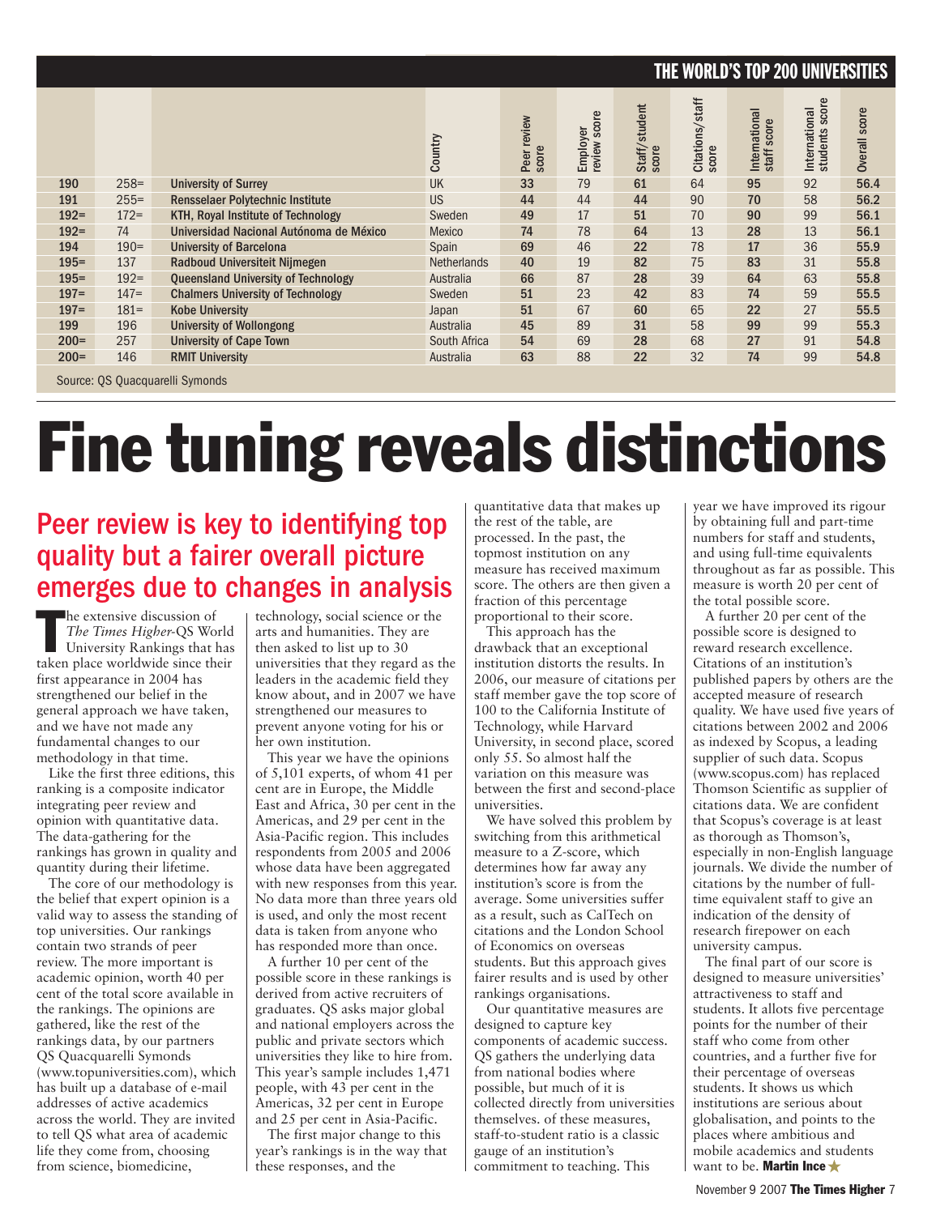## THE WORLD'S TOP 200 UNIVERSITIES

| | | | Country | Peer review score | Employer review score | Staff/student score | Citations/staff score | International staff score | International students score | Overall score |
|---|---|---|---|---|---|---|---|---|---|---|
| 190 | 258= | University of Surrey | UK | 33 | 79 | 61 | 64 | 95 | 92 | 56.4 |
| 191 | 255= | Rensselaer Polytechnic Institute | US | 44 | 44 | 44 | 90 | 70 | 58 | 56.2 |
| 192= | 172= | KTH, Royal Institute of Technology | Sweden | 49 | 17 | 51 | 70 | 90 | 99 | 56.1 |
| 192= | 74 | Universidad Nacional Autónoma de México | Mexico | 74 | 78 | 64 | 13 | 28 | 13 | 56.1 |
| 194 | 190= | University of Barcelona | Spain | 69 | 46 | 22 | 78 | 17 | 36 | 55.9 |
| 195= | 137 | Radboud Universiteit Nijmegen | Netherlands | 40 | 19 | 82 | 75 | 83 | 31 | 55.8 |
| 195= | 192= | Queensland University of Technology | Australia | 66 | 87 | 28 | 39 | 64 | 63 | 55.8 |
| 197= | 147= | Chalmers University of Technology | Sweden | 51 | 23 | 42 | 83 | 74 | 59 | 55.5 |
| 197= | 181= | Kobe University | Japan | 51 | 67 | 60 | 65 | 22 | 27 | 55.5 |
| 199 | 196 | University of Wollongong | Australia | 45 | 89 | 31 | 58 | 99 | 99 | 55.3 |
| 200= | 257 | University of Cape Town | South Africa | 54 | 69 | 28 | 68 | 27 | 91 | 54.8 |
| 200= | 146 | RMIT University | Australia | 63 | 88 | 22 | 32 | 74 | 99 | 54.8 |

Source: QS Quacquarelli Symonds

# Fine tuning reveals distinctions

## Peer review is key to identifying top quality but a fairer overall picture emerges due to changes in analysis

The extensive discussion of *The Times Higher*-QS World University Rankings that has taken place worldwide since their first appearance in 2004 has strengthened our belief in the general approach we have taken, and we have not made any fundamental changes to our methodology in that time.

Like the first three editions, this ranking is a composite indicator integrating peer review and opinion with quantitative data. The data-gathering for the rankings has grown in quality and quantity during their lifetime.

The core of our methodology is the belief that expert opinion is a valid way to assess the standing of top universities. Our rankings contain two strands of peer review. The more important is academic opinion, worth 40 per cent of the total score available in the rankings. The opinions are gathered, like the rest of the rankings data, by our partners QS Quacquarelli Symonds (www.topuniversities.com), which has built up a database of e-mail addresses of active academics across the world. They are invited to tell QS what area of academic life they come from, choosing from science, biomedicine, technology, social science or the arts and humanities. They are then asked to list up to 30 universities that they regard as the leaders in the academic field they know about, and in 2007 we have strengthened our measures to prevent anyone voting for his or her own institution.

This year we have the opinions of 5,101 experts, of whom 41 per cent are in Europe, the Middle East and Africa, 30 per cent in the Americas, and 29 per cent in the Asia-Pacific region. This includes respondents from 2005 and 2006 whose data have been aggregated with new responses from this year. No data more than three years old is used, and only the most recent data is taken from anyone who has responded more than once.

A further 10 per cent of the possible score in these rankings is derived from active recruiters of graduates. QS asks major global and national employers across the public and private sectors which universities they like to hire from. This year's sample includes 1,471 people, with 43 per cent in the Americas, 32 per cent in Europe and 25 per cent in Asia-Pacific.

The first major change to this year's rankings is in the way that these responses, and the quantitative data that makes up the rest of the table, are processed. In the past, the topmost institution on any measure has received maximum score. The others are then given a fraction of this percentage proportional to their score.

This approach has the drawback that an exceptional institution distorts the results. In 2006, our measure of citations per staff member gave the top score of 100 to the California Institute of Technology, while Harvard University, in second place, scored only 55. So almost half the variation on this measure was between the first and second-place universities.

We have solved this problem by switching from this arithmetical measure to a Z-score, which determines how far away any institution's score is from the average. Some universities suffer as a result, such as CalTech on citations and the London School of Economics on overseas students. But this approach gives fairer results and is used by other rankings organisations.

Our quantitative measures are designed to capture key components of academic success. QS gathers the underlying data from national bodies where possible, but much of it is collected directly from universities themselves. of these measures, staff-to-student ratio is a classic gauge of an institution's commitment to teaching. This year we have improved its rigour by obtaining full and part-time numbers for staff and students, and using full-time equivalents throughout as far as possible. This measure is worth 20 per cent of the total possible score.

A further 20 per cent of the possible score is designed to reward research excellence. Citations of an institution's published papers by others are the accepted measure of research quality. We have used five years of citations between 2002 and 2006 as indexed by Scopus, a leading supplier of such data. Scopus (www.scopus.com) has replaced Thomson Scientific as supplier of citations data. We are confident that Scopus's coverage is at least as thorough as Thomson's, especially in non-English language journals. We divide the number of citations by the number of full-time equivalent staff to give an indication of the density of research firepower on each university campus.

The final part of our score is designed to measure universities' attractiveness to staff and students. It allots five percentage points for the number of their staff who come from other countries, and a further five for their percentage of overseas students. It shows us which institutions are serious about globalisation, and points to the places where ambitious and mobile academics and students want to be. **Martin Ince**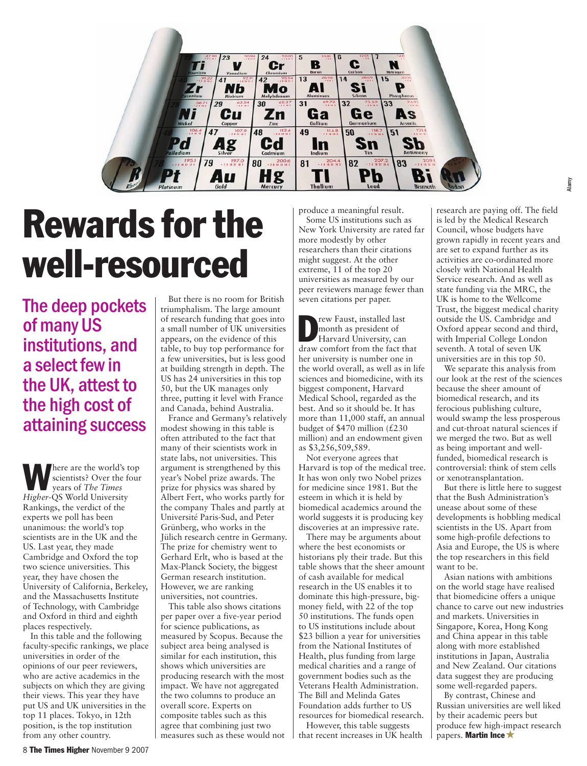# Rewards for the well-resourced

## The deep pockets of many US institutions, and a select few in the UK, attest to the high cost of attaining success

Where are the world's top scientists? Over the four years of *The Times Higher*-QS World University Rankings, the verdict of the experts we poll has been unanimous: the world's top scientists are in the UK and the US. Last year, they made Cambridge and Oxford the top two science universities. This year, they have chosen the University of California, Berkeley, and the Massachusetts Institute of Technology, with Cambridge and Oxford in third and eighth places respectively.

In this table and the following faculty-specific rankings, we place universities in order of the opinions of our peer reviewers, who are active academics in the subjects on which they are giving their views. This year they have put US and UK universities in the top 11 places. Tokyo, in 12th position, is the top institution from any other country.

But there is no room for British triumphalism. The large amount of research funding that goes into a small number of UK universities appears, on the evidence of this table, to buy top performance for a few universities, but is less good at building strength in depth. The US has 24 universities in this top 50, but the UK manages only three, putting it level with France and Canada, behind Australia.

France and Germany's relatively modest showing in this table is often attributed to the fact that many of their scientists work in state labs, not universities. This argument is strengthened by this year's Nobel prize awards. The prize for physics was shared by Albert Fert, who works partly for the company Thales and partly at Université Paris-Sud, and Peter Grünberg, who works in the Jülich research centre in Germany. The prize for chemistry went to Gerhard Erlt, who is based at the Max-Planck Society, the biggest German research institution. However, we are ranking universities, not countries.

This table also shows citations per paper over a five-year period for science publications, as measured by Scopus. Because the subject area being analysed is similar for each institution, this shows which universities are producing research with the most impact. We have not aggregated the two columns to produce an overall score. Experts on composite tables such as this agree that combining just two measures such as these would not produce a meaningful result.

Some US institutions such as New York University are rated far more modestly by other researchers than their citations might suggest. At the other extreme, 11 of the top 20 universities as measured by our peer reviewers manage fewer than seven citations per paper.

Drew Faust, installed last month as president of Harvard University, can draw comfort from the fact that her university is number one in the world overall, as well as in life sciences and biomedicine, with its biggest component, Harvard Medical School, regarded as the best. And so it should be. It has more than 11,000 staff, an annual budget of $470 million (£230 million) and an endowment given as $3,256,509,589.

Not everyone agrees that Harvard is top of the medical tree. It has won only two Nobel prizes for medicine since 1981. But the esteem in which it is held by biomedical academics around the world suggests it is producing key discoveries at an impressive rate.

There may be arguments about where the best economists or historians ply their trade. But this table shows that the sheer amount of cash available for medical research in the US enables it to dominate this high-pressure, big-money field, with 22 of the top 50 institutions. The funds open to US institutions include about $23 billion a year for universities from the National Institutes of Health, plus funding from large medical charities and a range of government bodies such as the Veterans Health Administration. The Bill and Melinda Gates Foundation adds further to US resources for biomedical research.

However, this table suggests that recent increases in UK health research are paying off. The field is led by the Medical Research Council, whose budgets have grown rapidly in recent years and are set to expand further as its activities are co-ordinated more closely with National Health Service research. And as well as state funding via the MRC, the UK is home to the Wellcome Trust, the biggest medical charity outside the US. Cambridge and Oxford appear second and third, with Imperial College London seventh. A total of seven UK universities are in this top 50.

We separate this analysis from our look at the rest of the sciences because the sheer amount of biomedical research, and its ferocious publishing culture, would swamp the less prosperous and cut-throat natural sciences if we merged the two. But as well as being important and well-funded, biomedical research is controversial: think of stem cells or xenotransplantation.

But there is little here to suggest that the Bush Administration's unease about some of these developments is hobbling medical scientists in the US. Apart from some high-profile defections to Asia and Europe, the US is where the top researchers in this field want to be.

Asian nations with ambitions on the world stage have realised that biomedicine offers a unique chance to carve out new industries and markets. Universities in Singapore, Korea, Hong Kong and China appear in this table along with more established institutions in Japan, Australia and New Zealand. Our citations data suggest they are producing some well-regarded papers.

By contrast, Chinese and Russian universities are well liked by their academic peers but produce few high-impact research papers. **Martin Ince**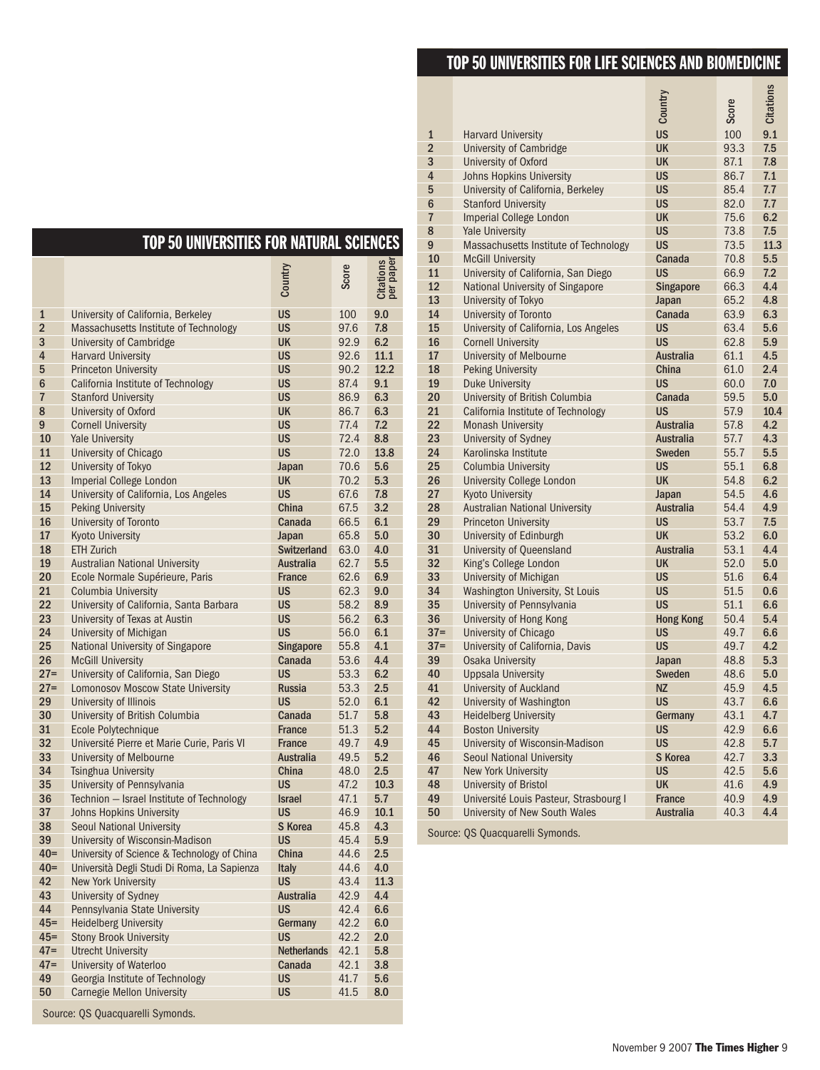## TOP 50 UNIVERSITIES FOR NATURAL SCIENCES

| | | Country | Score | Citations per paper |
|---|---|---|---|---|
| 1 | University of California, Berkeley | US | 100 | 9.0 |
| 2 | Massachusetts Institute of Technology | US | 97.6 | 7.8 |
| 3 | University of Cambridge | UK | 92.9 | 6.2 |
| 4 | Harvard University | US | 92.6 | 11.1 |
| 5 | Princeton University | US | 90.2 | 12.2 |
| 6 | California Institute of Technology | US | 87.4 | 9.1 |
| 7 | Stanford University | US | 86.9 | 6.3 |
| 8 | University of Oxford | UK | 86.7 | 6.3 |
| 9 | Cornell University | US | 77.4 | 7.2 |
| 10 | Yale University | US | 72.4 | 8.8 |
| 11 | University of Chicago | US | 72.0 | 13.8 |
| 12 | University of Tokyo | Japan | 70.6 | 5.6 |
| 13 | Imperial College London | UK | 70.2 | 5.3 |
| 14 | University of California, Los Angeles | US | 67.6 | 7.8 |
| 15 | Peking University | China | 67.5 | 3.2 |
| 16 | University of Toronto | Canada | 66.5 | 6.1 |
| 17 | Kyoto University | Japan | 65.8 | 5.0 |
| 18 | ETH Zurich | Switzerland | 63.0 | 4.0 |
| 19 | Australian National University | Australia | 62.7 | 5.5 |
| 20 | Ecole Normale Supérieure, Paris | France | 62.6 | 6.9 |
| 21 | Columbia University | US | 62.3 | 9.0 |
| 22 | University of California, Santa Barbara | US | 58.2 | 8.9 |
| 23 | University of Texas at Austin | US | 56.2 | 6.3 |
| 24 | University of Michigan | US | 56.0 | 6.1 |
| 25 | National University of Singapore | Singapore | 55.8 | 4.1 |
| 26 | McGill University | Canada | 53.6 | 4.4 |
| 27= | University of California, San Diego | US | 53.3 | 6.2 |
| 27= | Lomonosov Moscow State University | Russia | 53.3 | 2.5 |
| 29 | University of Illinois | US | 52.0 | 6.1 |
| 30 | University of British Columbia | Canada | 51.7 | 5.8 |
| 31 | Ecole Polytechnique | France | 51.3 | 5.2 |
| 32 | Université Pierre et Marie Curie, Paris VI | France | 49.7 | 4.9 |
| 33 | University of Melbourne | Australia | 49.5 | 5.2 |
| 34 | Tsinghua University | China | 48.0 | 2.5 |
| 35 | University of Pennsylvania | US | 47.2 | 10.3 |
| 36 | Technion – Israel Institute of Technology | Israel | 47.1 | 5.7 |
| 37 | Johns Hopkins University | US | 46.9 | 10.1 |
| 38 | Seoul National University | S Korea | 45.8 | 4.3 |
| 39 | University of Wisconsin-Madison | US | 45.4 | 5.9 |
| 40= | University of Science & Technology of China | China | 44.6 | 2.5 |
| 40= | Università Degli Studi Di Roma, La Sapienza | Italy | 44.6 | 4.0 |
| 42 | New York University | US | 43.4 | 11.3 |
| 43 | University of Sydney | Australia | 42.9 | 4.4 |
| 44 | Pennsylvania State University | US | 42.4 | 6.6 |
| 45= | Heidelberg University | Germany | 42.2 | 6.0 |
| 45= | Stony Brook University | US | 42.2 | 2.0 |
| 47= | Utrecht University | Netherlands | 42.1 | 5.8 |
| 47= | University of Waterloo | Canada | 42.1 | 3.8 |
| 49 | Georgia Institute of Technology | US | 41.7 | 5.6 |
| 50 | Carnegie Mellon University | US | 41.5 | 8.0 |

Source: QS Quacquarelli Symonds.

## TOP 50 UNIVERSITIES FOR LIFE SCIENCES AND BIOMEDICINE

| | | Country | Score | Citations |
|---|---|---|---|---|
| 1 | Harvard University | US | 100 | 9.1 |
| 2 | University of Cambridge | UK | 93.3 | 7.5 |
| 3 | University of Oxford | UK | 87.1 | 7.8 |
| 4 | Johns Hopkins University | US | 86.7 | 7.1 |
| 5 | University of California, Berkeley | US | 85.4 | 7.7 |
| 6 | Stanford University | US | 82.0 | 7.7 |
| 7 | Imperial College London | UK | 75.6 | 6.2 |
| 8 | Yale University | US | 73.8 | 7.5 |
| 9 | Massachusetts Institute of Technology | US | 73.5 | 11.3 |
| 10 | McGill University | Canada | 70.8 | 5.5 |
| 11 | University of California, San Diego | US | 66.9 | 7.2 |
| 12 | National University of Singapore | Singapore | 66.3 | 4.4 |
| 13 | University of Tokyo | Japan | 65.2 | 4.8 |
| 14 | University of Toronto | Canada | 63.9 | 6.3 |
| 15 | University of California, Los Angeles | US | 63.4 | 5.6 |
| 16 | Cornell University | US | 62.8 | 5.9 |
| 17 | University of Melbourne | Australia | 61.1 | 4.5 |
| 18 | Peking University | China | 61.0 | 2.4 |
| 19 | Duke University | US | 60.0 | 7.0 |
| 20 | University of British Columbia | Canada | 59.5 | 5.0 |
| 21 | California Institute of Technology | US | 57.9 | 10.4 |
| 22 | Monash University | Australia | 57.8 | 4.2 |
| 23 | University of Sydney | Australia | 57.7 | 4.3 |
| 24 | Karolinska Institute | Sweden | 55.7 | 5.5 |
| 25 | Columbia University | US | 55.1 | 6.8 |
| 26 | University College London | UK | 54.8 | 6.2 |
| 27 | Kyoto University | Japan | 54.5 | 4.6 |
| 28 | Australian National University | Australia | 54.4 | 4.9 |
| 29 | Princeton University | US | 53.7 | 7.5 |
| 30 | University of Edinburgh | UK | 53.2 | 6.0 |
| 31 | University of Queensland | Australia | 53.1 | 4.4 |
| 32 | King's College London | UK | 52.0 | 5.0 |
| 33 | University of Michigan | US | 51.6 | 6.4 |
| 34 | Washington University, St Louis | US | 51.5 | 0.6 |
| 35 | University of Pennsylvania | US | 51.1 | 6.6 |
| 36 | University of Hong Kong | Hong Kong | 50.4 | 5.4 |
| 37= | University of Chicago | US | 49.7 | 6.6 |
| 37= | University of California, Davis | US | 49.7 | 4.2 |
| 39 | Osaka University | Japan | 48.8 | 5.3 |
| 40 | Uppsala University | Sweden | 48.6 | 5.0 |
| 41 | University of Auckland | NZ | 45.9 | 4.5 |
| 42 | University of Washington | US | 43.7 | 6.6 |
| 43 | Heidelberg University | Germany | 43.1 | 4.7 |
| 44 | Boston University | US | 42.9 | 6.6 |
| 45 | University of Wisconsin-Madison | US | 42.8 | 5.7 |
| 46 | Seoul National University | S Korea | 42.7 | 3.3 |
| 47 | New York University | US | 42.5 | 5.6 |
| 48 | University of Bristol | UK | 41.6 | 4.9 |
| 49 | Université Louis Pasteur, Strasbourg I | France | 40.9 | 4.9 |
| 50 | University of New South Wales | Australia | 40.3 | 4.4 |

Source: QS Quacquarelli Symonds.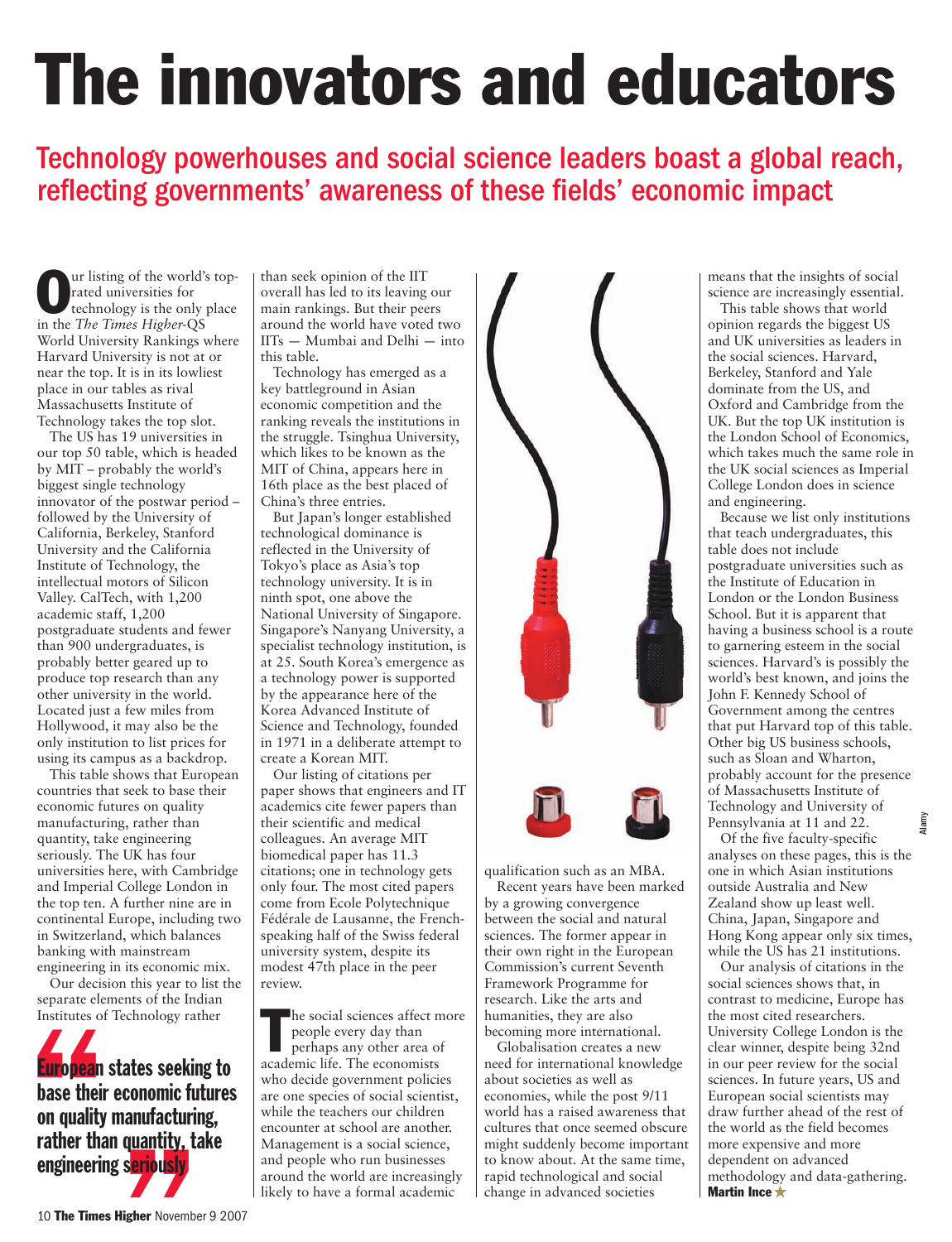# The innovators and educators

## Technology powerhouses and social science leaders boast a global reach, reflecting governments' awareness of these fields' economic impact

Our listing of the world's top-rated universities for technology is the only place in the *The Times Higher*-QS World University Rankings where Harvard University is not at or near the top. It is in its lowliest place in our tables as rival Massachusetts Institute of Technology takes the top slot.

The US has 19 universities in our top 50 table, which is headed by MIT – probably the world's biggest single technology innovator of the postwar period – followed by the University of California, Berkeley, Stanford University and the California Institute of Technology, the intellectual motors of Silicon Valley. CalTech, with 1,200 academic staff, 1,200 postgraduate students and fewer than 900 undergraduates, is probably better geared up to produce top research than any other university in the world. Located just a few miles from Hollywood, it may also be the only institution to list prices for using its campus as a backdrop.

This table shows that European countries that seek to base their economic futures on quality manufacturing, rather than quantity, take engineering seriously. The UK has four universities here, with Cambridge and Imperial College London in the top ten. A further nine are in continental Europe, including two in Switzerland, which balances banking with mainstream engineering in its economic mix.

Our decision this year to list the separate elements of the Indian Institutes of Technology rather than seek opinion of the IIT overall has led to its leaving our main rankings. But their peers around the world have voted two IITs — Mumbai and Delhi — into this table.

> **European states seeking to base their economic futures on quality manufacturing, rather than quantity, take engineering seriously**

Technology has emerged as a key battleground in Asian economic competition and the ranking reveals the institutions in the struggle. Tsinghua University, which likes to be known as the MIT of China, appears here in 16th place as the best placed of China's three entries.

But Japan's longer established technological dominance is reflected in the University of Tokyo's place as Asia's top technology university. It is in ninth spot, one above the National University of Singapore. Singapore's Nanyang University, a specialist technology institution, is at 25. South Korea's emergence as a technology power is supported by the appearance here of the Korea Advanced Institute of Science and Technology, founded in 1971 in a deliberate attempt to create a Korean MIT.

Our listing of citations per paper shows that engineers and IT academics cite fewer papers than their scientific and medical colleagues. An average MIT biomedical paper has 11.3 citations; one in technology gets only four. The most cited papers come from Ecole Polytechnique Fédérale de Lausanne, the French-speaking half of the Swiss federal university system, despite its modest 47th place in the peer review.

The social sciences affect more people every day than perhaps any other area of academic life. The economists who decide government policies are one species of social scientist, while the teachers our children encounter at school are another. Management is a social science, and people who run businesses around the world are increasingly likely to have a formal academic qualification such as an MBA.

Recent years have been marked by a growing convergence between the social and natural sciences. The former appear in their own right in the European Commission's current Seventh Framework Programme for research. Like the arts and humanities, they are also becoming more international.

Globalisation creates a new need for international knowledge about societies as well as economies, while the post 9/11 world has a raised awareness that cultures that once seemed obscure might suddenly become important to know about. At the same time, rapid technological and social change in advanced societies means that the insights of social science are increasingly essential.

This table shows that world opinion regards the biggest US and UK universities as leaders in the social sciences. Harvard, Berkeley, Stanford and Yale dominate from the US, and Oxford and Cambridge from the UK. But the top UK institution is the London School of Economics, which takes much the same role in the UK social sciences as Imperial College London does in science and engineering.

Because we list only institutions that teach undergraduates, this table does not include postgraduate universities such as the Institute of Education in London or the London Business School. But it is apparent that having a business school is a route to garnering esteem in the social sciences. Harvard's is possibly the world's best known, and joins the John F. Kennedy School of Government among the centres that put Harvard top of this table. Other big US business schools, such as Sloan and Wharton, probably account for the presence of Massachusetts Institute of Technology and University of Pennsylvania at 11 and 22.

Of the five faculty-specific analyses on these pages, this is the one in which Asian institutions outside Australia and New Zealand show up least well. China, Japan, Singapore and Hong Kong appear only six times, while the US has 21 institutions.

Our analysis of citations in the social sciences shows that, in contrast to medicine, Europe has the most cited researchers. University College London is the clear winner, despite being 32nd in our peer review for the social sciences. In future years, US and European social scientists may draw further ahead of the rest of the world as the field becomes more expensive and more dependent on advanced methodology and data-gathering.

**Martin Ince**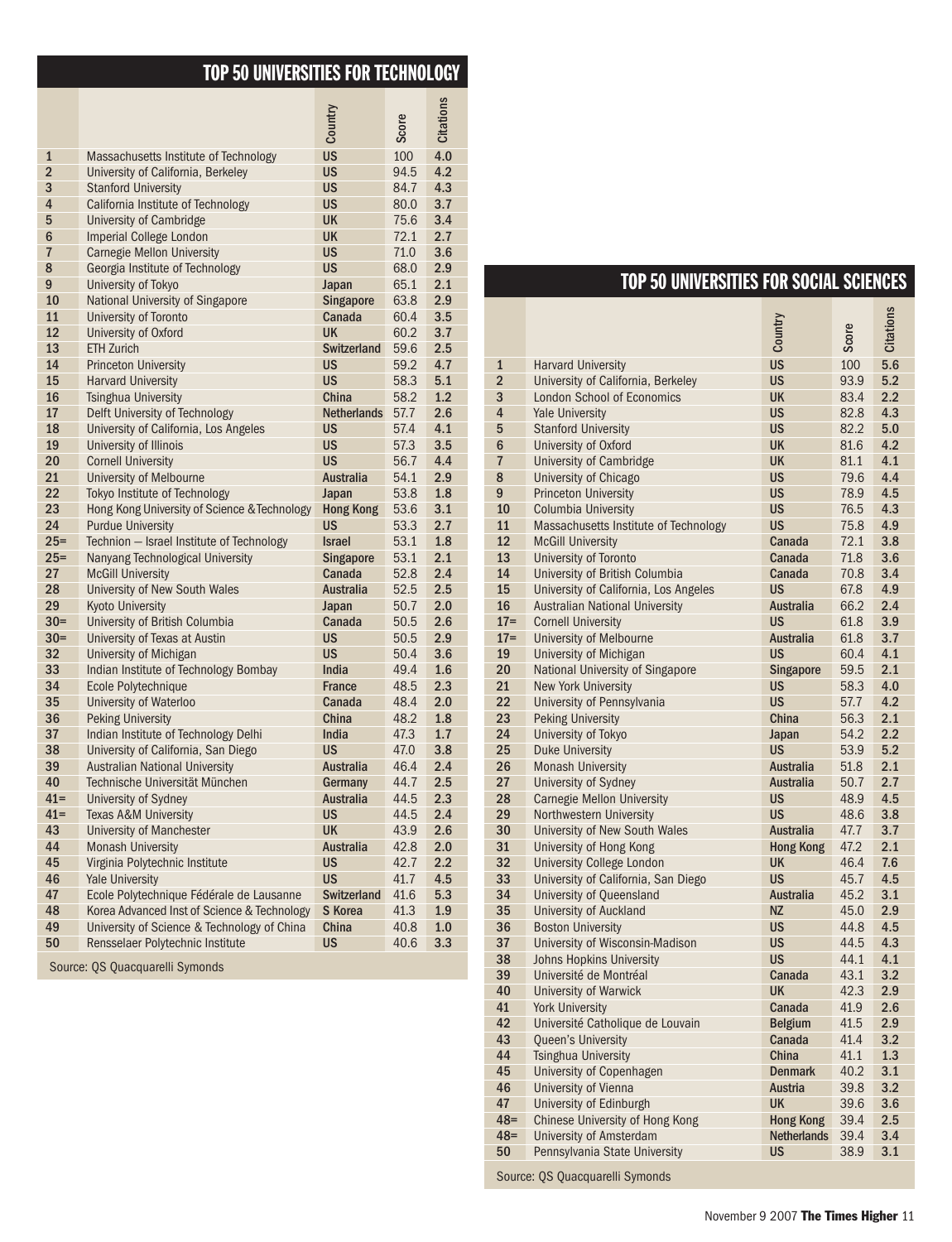## TOP 50 UNIVERSITIES FOR TECHNOLOGY

| | | Country | Score | Citations |
|---|---|---|---|---|
| 1 | Massachusetts Institute of Technology | US | 100 | 4.0 |
| 2 | University of California, Berkeley | US | 94.5 | 4.2 |
| 3 | Stanford University | US | 84.7 | 4.3 |
| 4 | California Institute of Technology | US | 80.0 | 3.7 |
| 5 | University of Cambridge | UK | 75.6 | 3.4 |
| 6 | Imperial College London | UK | 72.1 | 2.7 |
| 7 | Carnegie Mellon University | US | 71.0 | 3.6 |
| 8 | Georgia Institute of Technology | US | 68.0 | 2.9 |
| 9 | University of Tokyo | Japan | 65.1 | 2.1 |
| 10 | National University of Singapore | Singapore | 63.8 | 2.9 |
| 11 | University of Toronto | Canada | 60.4 | 3.5 |
| 12 | University of Oxford | UK | 60.2 | 3.7 |
| 13 | ETH Zurich | Switzerland | 59.6 | 2.5 |
| 14 | Princeton University | US | 59.2 | 4.7 |
| 15 | Harvard University | US | 58.3 | 5.1 |
| 16 | Tsinghua University | China | 58.2 | 1.2 |
| 17 | Delft University of Technology | Netherlands | 57.7 | 2.6 |
| 18 | University of California, Los Angeles | US | 57.4 | 4.1 |
| 19 | University of Illinois | US | 57.3 | 3.5 |
| 20 | Cornell University | US | 56.7 | 4.4 |
| 21 | University of Melbourne | Australia | 54.1 | 2.9 |
| 22 | Tokyo Institute of Technology | Japan | 53.8 | 1.8 |
| 23 | Hong Kong University of Science & Technology | Hong Kong | 53.6 | 3.1 |
| 24 | Purdue University | US | 53.3 | 2.7 |
| 25= | Technion – Israel Institute of Technology | Israel | 53.1 | 1.8 |
| 25= | Nanyang Technological University | Singapore | 53.1 | 2.1 |
| 27 | McGill University | Canada | 52.8 | 2.4 |
| 28 | University of New South Wales | Australia | 52.5 | 2.5 |
| 29 | Kyoto University | Japan | 50.7 | 2.0 |
| 30= | University of British Columbia | Canada | 50.5 | 2.6 |
| 30= | University of Texas at Austin | US | 50.5 | 2.9 |
| 32 | University of Michigan | US | 50.4 | 3.6 |
| 33 | Indian Institute of Technology Bombay | India | 49.4 | 1.6 |
| 34 | Ecole Polytechnique | France | 48.5 | 2.3 |
| 35 | University of Waterloo | Canada | 48.4 | 2.0 |
| 36 | Peking University | China | 48.2 | 1.8 |
| 37 | Indian Institute of Technology Delhi | India | 47.3 | 1.7 |
| 38 | University of California, San Diego | US | 47.0 | 3.8 |
| 39 | Australian National University | Australia | 46.4 | 2.4 |
| 40 | Technische Universität München | Germany | 44.7 | 2.5 |
| 41= | University of Sydney | Australia | 44.5 | 2.3 |
| 41= | Texas A&M University | US | 44.5 | 2.4 |
| 43 | University of Manchester | UK | 43.9 | 2.6 |
| 44 | Monash University | Australia | 42.8 | 2.0 |
| 45 | Virginia Polytechnic Institute | US | 42.7 | 2.2 |
| 46 | Yale University | US | 41.7 | 4.5 |
| 47 | Ecole Polytechnique Fédérale de Lausanne | Switzerland | 41.6 | 5.3 |
| 48 | Korea Advanced Inst of Science & Technology | S Korea | 41.3 | 1.9 |
| 49 | University of Science & Technology of China | China | 40.8 | 1.0 |
| 50 | Rensselaer Polytechnic Institute | US | 40.6 | 3.3 |

Source: QS Quacquarelli Symonds

## TOP 50 UNIVERSITIES FOR SOCIAL SCIENCES

| | | Country | Score | Citations |
|---|---|---|---|---|
| 1 | Harvard University | US | 100 | 5.6 |
| 2 | University of California, Berkeley | US | 93.9 | 5.2 |
| 3 | London School of Economics | UK | 83.4 | 2.2 |
| 4 | Yale University | US | 82.8 | 4.3 |
| 5 | Stanford University | US | 82.2 | 5.0 |
| 6 | University of Oxford | UK | 81.6 | 4.2 |
| 7 | University of Cambridge | UK | 81.1 | 4.1 |
| 8 | University of Chicago | US | 79.6 | 4.4 |
| 9 | Princeton University | US | 78.9 | 4.5 |
| 10 | Columbia University | US | 76.5 | 4.3 |
| 11 | Massachusetts Institute of Technology | US | 75.8 | 4.9 |
| 12 | McGill University | Canada | 72.1 | 3.8 |
| 13 | University of Toronto | Canada | 71.8 | 3.6 |
| 14 | University of British Columbia | Canada | 70.8 | 3.4 |
| 15 | University of California, Los Angeles | US | 67.8 | 4.9 |
| 16 | Australian National University | Australia | 66.2 | 2.4 |
| 17= | Cornell University | US | 61.8 | 3.9 |
| 17= | University of Melbourne | Australia | 61.8 | 3.7 |
| 19 | University of Michigan | US | 60.4 | 4.1 |
| 20 | National University of Singapore | Singapore | 59.5 | 2.1 |
| 21 | New York University | US | 58.3 | 4.0 |
| 22 | University of Pennsylvania | US | 57.7 | 4.2 |
| 23 | Peking University | China | 56.3 | 2.1 |
| 24 | University of Tokyo | Japan | 54.2 | 2.2 |
| 25 | Duke University | US | 53.9 | 5.2 |
| 26 | Monash University | Australia | 51.8 | 2.1 |
| 27 | University of Sydney | Australia | 50.7 | 2.7 |
| 28 | Carnegie Mellon University | US | 48.9 | 4.5 |
| 29 | Northwestern University | US | 48.6 | 3.8 |
| 30 | University of New South Wales | Australia | 47.7 | 3.7 |
| 31 | University of Hong Kong | Hong Kong | 47.2 | 2.1 |
| 32 | University College London | UK | 46.4 | 7.6 |
| 33 | University of California, San Diego | US | 45.7 | 4.5 |
| 34 | University of Queensland | Australia | 45.2 | 3.1 |
| 35 | University of Auckland | NZ | 45.0 | 2.9 |
| 36 | Boston University | US | 44.8 | 4.5 |
| 37 | University of Wisconsin-Madison | US | 44.5 | 4.3 |
| 38 | Johns Hopkins University | US | 44.1 | 4.1 |
| 39 | Université de Montréal | Canada | 43.1 | 3.2 |
| 40 | University of Warwick | UK | 42.3 | 2.9 |
| 41 | York University | Canada | 41.9 | 2.6 |
| 42 | Université Catholique de Louvain | Belgium | 41.5 | 2.9 |
| 43 | Queen's University | Canada | 41.4 | 3.2 |
| 44 | Tsinghua University | China | 41.1 | 1.3 |
| 45 | University of Copenhagen | Denmark | 40.2 | 3.1 |
| 46 | University of Vienna | Austria | 39.8 | 3.2 |
| 47 | University of Edinburgh | UK | 39.6 | 3.6 |
| 48= | Chinese University of Hong Kong | Hong Kong | 39.4 | 2.5 |
| 48= | University of Amsterdam | Netherlands | 39.4 | 3.4 |
| 50 | Pennsylvania State University | US | 38.9 | 3.1 |

Source: QS Quacquarelli Symonds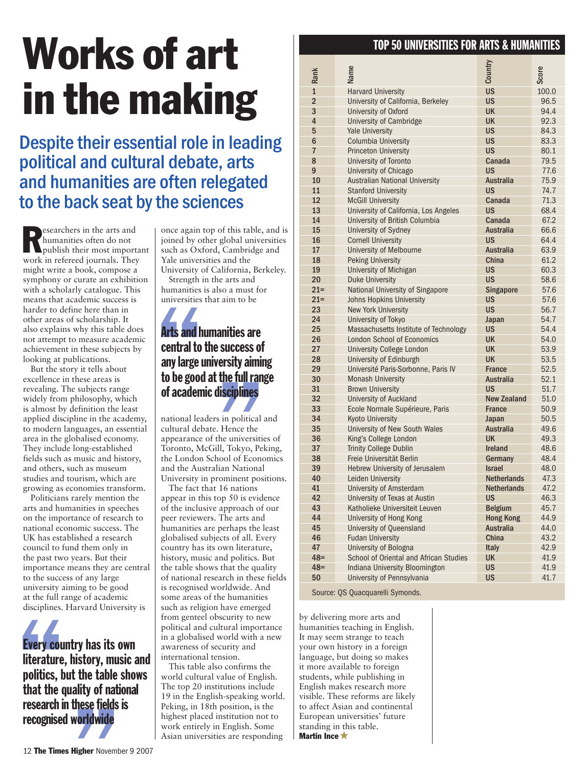# Works of art in the making

## Despite their essential role in leading political and cultural debate, arts and humanities are often relegated to the back seat by the sciences

Researchers in the arts and humanities often do not publish their most important work in refereed journals. They might write a book, compose a symphony or curate an exhibition with a scholarly catalogue. This means that academic success is harder to define here than in other areas of scholarship. It also explains why this table does not attempt to measure academic achievement in these subjects by looking at publications.

But the story it tells about excellence in these areas is revealing. The subjects range widely from philosophy, which is almost by definition the least applied discipline in the academy, to modern languages, an essential area in the globalised economy. They include long-established fields such as music and history, and others, such as museum studies and tourism, which are growing as economies transform.

Politicians rarely mention the arts and humanities in speeches on the importance of research to national economic success. The UK has established a research council to fund them only in the past two years. But their importance means they are central to the success of any large university aiming to be good at the full range of academic disciplines. Harvard University is once again top of this table, and is joined by other global universities such as Oxford, Cambridge and Yale universities and the University of California, Berkeley.

> **Every country has its own literature, history, music and politics, but the table shows that the quality of national research in these fields is recognised worldwide**

Strength in the arts and humanities is also a must for universities that aim to be national leaders in political and cultural debate. Hence the appearance of the universities of Toronto, McGill, Tokyo, Peking, the London School of Economics and the Australian National University in prominent positions.

> **Arts and humanities are central to the success of any large university aiming to be good at the full range of academic disciplines**

The fact that 16 nations appear in this top 50 is evidence of the inclusive approach of our peer reviewers. The arts and humanities are perhaps the least globalised subjects of all. Every country has its own literature, history, music and politics. But the table shows that the quality of national research in these fields is recognised worldwide. And some areas of the humanities such as religion have emerged from genteel obscurity to new political and cultural importance in a globalised world with a new awareness of security and international tension.

This table also confirms the world cultural value of English. The top 20 institutions include 19 in the English-speaking world. Peking, in 18th position, is the highest placed institution not to work entirely in English. Some Asian universities are responding by delivering more arts and humanities teaching in English. It may seem strange to teach your own history in a foreign language, but doing so makes it more available to foreign students, while publishing in English makes research more visible. These reforms are likely to affect Asian and continental European universities' future standing in this table.

**Martin Ince**

### TOP 50 UNIVERSITIES FOR ARTS & HUMANITIES

| Rank | Name | Country | Score |
|---|---|---|---|
| 1 | Harvard University | US | 100.0 |
| 2 | University of California, Berkeley | US | 96.5 |
| 3 | University of Oxford | UK | 94.4 |
| 4 | University of Cambridge | UK | 92.3 |
| 5 | Yale University | US | 84.3 |
| 6 | Columbia University | US | 83.3 |
| 7 | Princeton University | US | 80.1 |
| 8 | University of Toronto | Canada | 79.5 |
| 9 | University of Chicago | US | 77.6 |
| 10 | Australian National University | Australia | 75.9 |
| 11 | Stanford University | US | 74.7 |
| 12 | McGill University | Canada | 71.3 |
| 13 | University of California, Los Angeles | US | 68.4 |
| 14 | University of British Columbia | Canada | 67.2 |
| 15 | University of Sydney | Australia | 66.6 |
| 16 | Cornell University | US | 64.4 |
| 17 | University of Melbourne | Australia | 63.9 |
| 18 | Peking University | China | 61.2 |
| 19 | University of Michigan | US | 60.3 |
| 20 | Duke University | US | 58.6 |
| 21= | National University of Singapore | Singapore | 57.6 |
| 21= | Johns Hopkins University | US | 57.6 |
| 23 | New York University | US | 56.7 |
| 24 | University of Tokyo | Japan | 54.7 |
| 25 | Massachusetts Institute of Technology | US | 54.4 |
| 26 | London School of Economics | UK | 54.0 |
| 27 | University College London | UK | 53.9 |
| 28 | University of Edinburgh | UK | 53.5 |
| 29 | Université Paris-Sorbonne, Paris IV | France | 52.5 |
| 30 | Monash University | Australia | 52.1 |
| 31 | Brown University | US | 51.7 |
| 32 | University of Auckland | New Zealand | 51.0 |
| 33 | Ecole Normale Supérieure, Paris | France | 50.9 |
| 34 | Kyoto University | Japan | 50.5 |
| 35 | University of New South Wales | Australia | 49.6 |
| 36 | King's College London | UK | 49.3 |
| 37 | Trinity College Dublin | Ireland | 48.6 |
| 38 | Freie Universität Berlin | Germany | 48.4 |
| 39 | Hebrew University of Jerusalem | Israel | 48.0 |
| 40 | Leiden University | Netherlands | 47.3 |
| 41 | University of Amsterdam | Netherlands | 47.2 |
| 42 | University of Texas at Austin | US | 46.3 |
| 43 | Katholieke Universiteit Leuven | Belgium | 45.7 |
| 44 | University of Hong Kong | Hong Kong | 44.9 |
| 45 | University of Queensland | Australia | 44.0 |
| 46 | Fudan University | China | 43.2 |
| 47 | University of Bologna | Italy | 42.9 |
| 48= | School of Oriental and African Studies | UK | 41.9 |
| 48= | Indiana University Bloomington | US | 41.9 |
| 50 | University of Pennsylvania | US | 41.7 |

Source: QS Quacquarelli Symonds.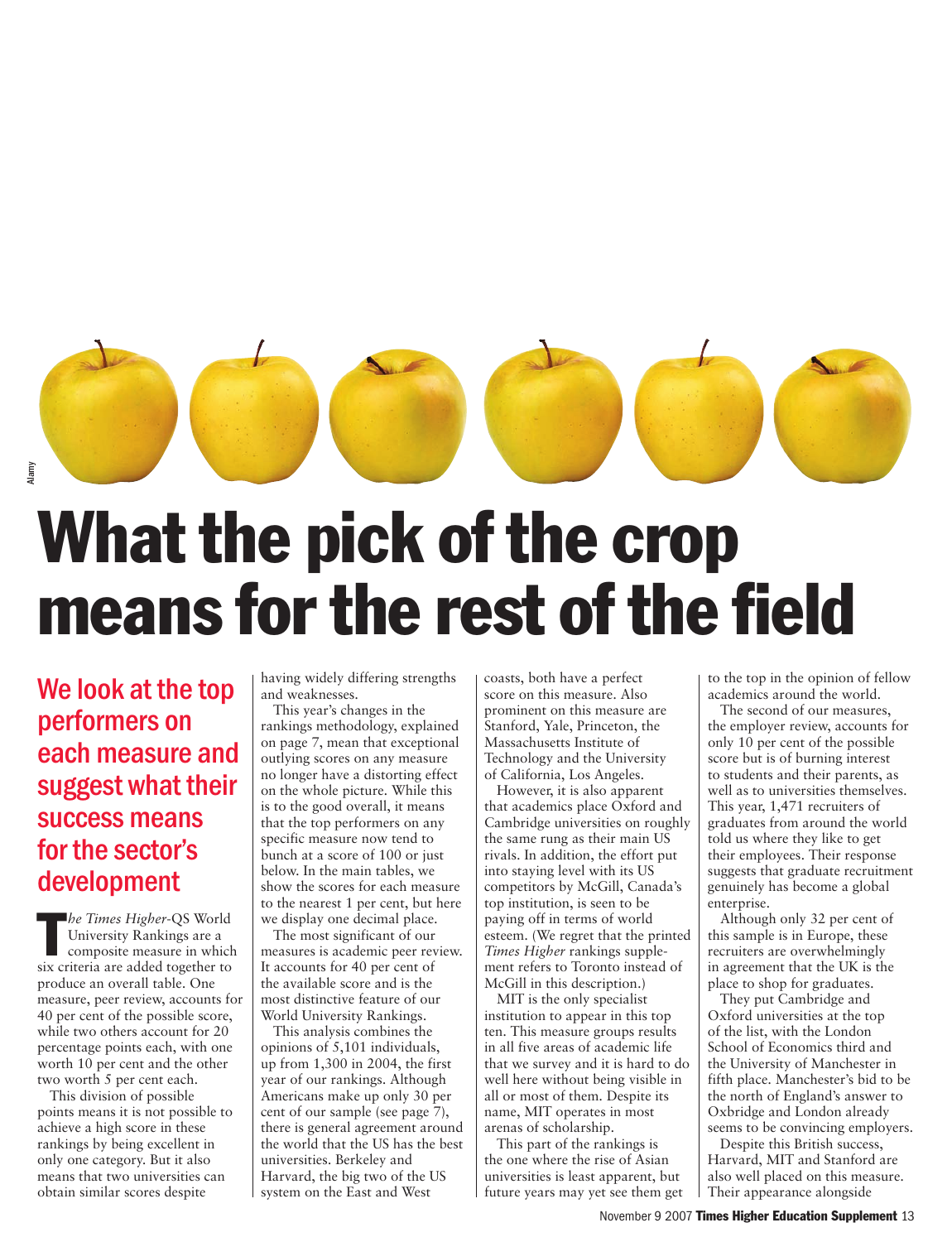# What the pick of the crop means for the rest of the field

## We look at the top performers on each measure and suggest what their success means for the sector's development

*The Times Higher*-QS World University Rankings are a composite measure in which six criteria are added together to produce an overall table. One measure, peer review, accounts for 40 per cent of the possible score, while two others account for 20 percentage points each, with one worth 10 per cent and the other two worth 5 per cent each.

This division of possible points means it is not possible to achieve a high score in these rankings by being excellent in only one category. But it also means that two universities can obtain similar scores despite having widely differing strengths and weaknesses.

This year's changes in the rankings methodology, explained on page 7, mean that exceptional outlying scores on any measure no longer have a distorting effect on the whole picture. While this is to the good overall, it means that the top performers on any specific measure now tend to bunch at a score of 100 or just below. In the main tables, we show the scores for each measure to the nearest 1 per cent, but here we display one decimal place.

The most significant of our measures is academic peer review. It accounts for 40 per cent of the available score and is the most distinctive feature of our World University Rankings.

This analysis combines the opinions of 5,101 individuals, up from 1,300 in 2004, the first year of our rankings. Although Americans make up only 30 per cent of our sample (see page 7), there is general agreement around the world that the US has the best universities. Berkeley and Harvard, the big two of the US system on the East and West coasts, both have a perfect score on this measure. Also prominent on this measure are Stanford, Yale, Princeton, the Massachusetts Institute of Technology and the University of California, Los Angeles.

However, it is also apparent that academics place Oxford and Cambridge universities on roughly the same rung as their main US rivals. In addition, the effort put into staying level with its US competitors by McGill, Canada's top institution, is seen to be paying off in terms of world esteem. (We regret that the printed *Times Higher* rankings supplement refers to Toronto instead of McGill in this description.)

MIT is the only specialist institution to appear in this top ten. This measure groups results in all five areas of academic life that we survey and it is hard to do well here without being visible in all or most of them. Despite its name, MIT operates in most arenas of scholarship.

This part of the rankings is the one where the rise of Asian universities is least apparent, but future years may yet see them get to the top in the opinion of fellow academics around the world.

The second of our measures, the employer review, accounts for only 10 per cent of the possible score but is of burning interest to students and their parents, as well as to universities themselves. This year, 1,471 recruiters of graduates from around the world told us where they like to get their employees. Their response suggests that graduate recruitment genuinely has become a global enterprise.

Although only 32 per cent of this sample is in Europe, these recruiters are overwhelmingly in agreement that the UK is the place to shop for graduates.

They put Cambridge and Oxford universities at the top of the list, with the London School of Economics third and the University of Manchester in fifth place. Manchester's bid to be the north of England's answer to Oxbridge and London already seems to be convincing employers.

Despite this British success, Harvard, MIT and Stanford are also well placed on this measure. Their appearance alongside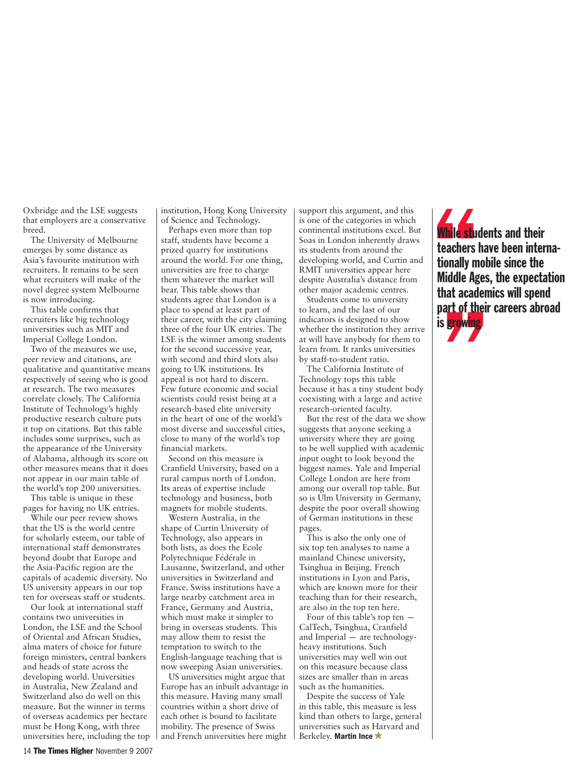Oxbridge and the LSE suggests that employers are a conservative breed.

The University of Melbourne emerges by some distance as Asia's favourite institution with recruiters. It remains to be seen what recruiters will make of the novel degree system Melbourne is now introducing.

This table confirms that recruiters like big technology universities such as MIT and Imperial College London.

Two of the measures we use, peer review and citations, are qualitative and quantitative means respectively of seeing who is good at research. The two measures correlate closely. The California Institute of Technology's highly productive research culture puts it top on citations. But this table includes some surprises, such as the appearance of the University of Alabama, although its score on other measures means that it does not appear in our main table of the world's top 200 universities.

This table is unique in these pages for having no UK entries.

While our peer review shows that the US is the world centre for scholarly esteem, our table of international staff demonstrates beyond doubt that Europe and the Asia-Pacific region are the capitals of academic diversity. No US university appears in our top ten for overseas staff or students.

Our look at international staff contains two universities in London, the LSE and the School of Oriental and African Studies, alma maters of choice for future foreign ministers, central bankers and heads of state across the developing world. Universities in Australia, New Zealand and Switzerland also do well on this measure. But the winner in terms of overseas academics per hectare must be Hong Kong, with three universities here, including the top institution, Hong Kong University of Science and Technology.

Perhaps even more than top staff, students have become a prized quarry for institutions around the world. For one thing, universities are free to charge them whatever the market will bear. This table shows that students agree that London is a place to spend at least part of their career, with the city claiming three of the four UK entries. The LSE is the winner among students for the second successive year, with second and third slots also going to UK institutions. Its appeal is not hard to discern. Few future economic and social scientists could resist being at a research-based elite university in the heart of one of the world's most diverse and successful cities, close to many of the world's top financial markets.

Second on this measure is Cranfield University, based on a rural campus north of London. Its areas of expertise include technology and business, both magnets for mobile students.

Western Australia, in the shape of Curtin University of Technology, also appears in both lists, as does the Ecole Polytechnique Fédérale in Lausanne, Switzerland, and other universities in Switzerland and France. Swiss institutions have a large nearby catchment area in France, Germany and Austria, which must make it simpler to bring in overseas students. This may allow them to resist the temptation to switch to the English-language teaching that is now sweeping Asian universities.

US universities might argue that Europe has an inbuilt advantage in this measure. Having many small countries within a short drive of each other is bound to facilitate mobility. The presence of Swiss and French universities here might support this argument, and this is one of the categories in which continental institutions excel. But Soas in London inherently draws its students from around the developing world, and Curtin and RMIT universities appear here despite Australia's distance from other major academic centres.

Students come to university to learn, and the last of our indicators is designed to show whether the institution they arrive at will have anybody for them to learn from. It ranks universities by staff-to-student ratio.

The California Institute of Technology tops this table because it has a tiny student body coexisting with a large and active research-oriented faculty.

But the rest of the data we show suggests that anyone seeking a university where they are going to be well supplied with academic input ought to look beyond the biggest names. Yale and Imperial College London are here from among our overall top table. But so is Ulm University in Germany, despite the poor overall showing of German institutions in these pages.

This is also the only one of six top ten analyses to name a mainland Chinese university, Tsinghua in Beijing. French institutions in Lyon and Paris, which are known more for their teaching than for their research, are also in the top ten here.

Four of this table's top ten — CalTech, Tsinghua, Cranfield and Imperial — are technology-heavy institutions. Such universities may well win out on this measure because class sizes are smaller than in areas such as the humanities.

Despite the success of Yale in this table, this measure is less kind than others to large, general universities such as Harvard and Berkeley. **Martin Ince**

> **While students and their teachers have been internationally mobile since the Middle Ages, the expectation that academics will spend part of their careers abroad is growing**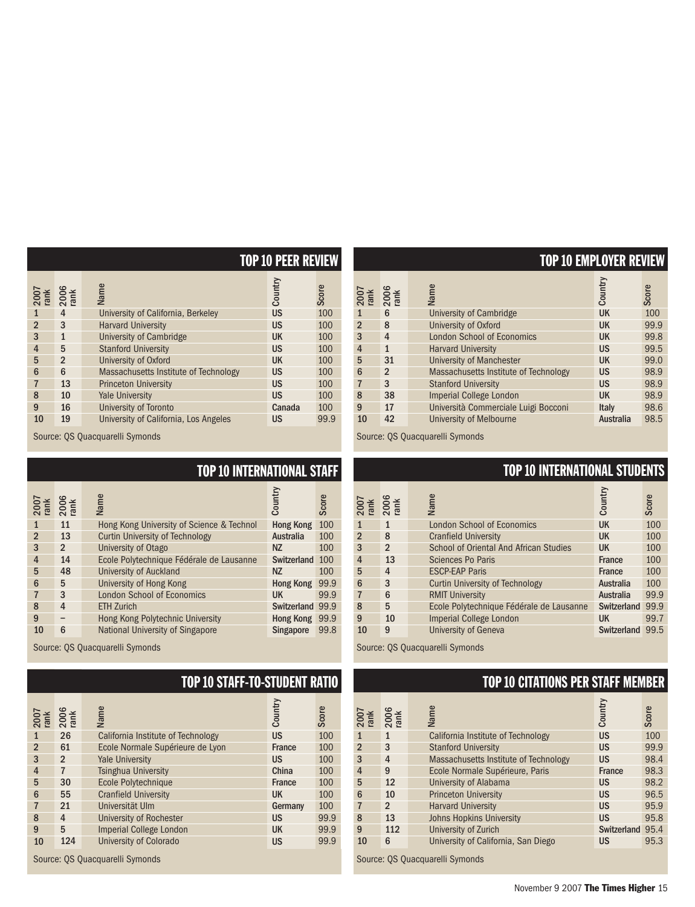## TOP 10 PEER REVIEW

| 2007 rank | 2006 rank | Name | Country | Score |
|---|---|---|---|---|
| 1 | 4 | University of California, Berkeley | US | 100 |
| 2 | 3 | Harvard University | US | 100 |
| 3 | 1 | University of Cambridge | UK | 100 |
| 4 | 5 | Stanford University | US | 100 |
| 5 | 2 | University of Oxford | UK | 100 |
| 6 | 6 | Massachusetts Institute of Technology | US | 100 |
| 7 | 13 | Princeton University | US | 100 |
| 8 | 10 | Yale University | US | 100 |
| 9 | 16 | University of Toronto | Canada | 100 |
| 10 | 19 | University of California, Los Angeles | US | 99.9 |

Source: QS Quacquarelli Symonds

## TOP 10 EMPLOYER REVIEW

| 2007 rank | 2006 rank | Name | Country | Score |
|---|---|---|---|---|
| 1 | 6 | University of Cambridge | UK | 100 |
| 2 | 8 | University of Oxford | UK | 99.9 |
| 3 | 4 | London School of Economics | UK | 99.8 |
| 4 | 1 | Harvard University | US | 99.5 |
| 5 | 31 | University of Manchester | UK | 99.0 |
| 6 | 2 | Massachusetts Institute of Technology | US | 98.9 |
| 7 | 3 | Stanford University | US | 98.9 |
| 8 | 38 | Imperial College London | UK | 98.9 |
| 9 | 17 | Università Commerciale Luigi Bocconi | Italy | 98.6 |
| 10 | 42 | University of Melbourne | Australia | 98.5 |

Source: QS Quacquarelli Symonds

## TOP 10 INTERNATIONAL STAFF

| 2007 rank | 2006 rank | Name | Country | Score |
|---|---|---|---|---|
| 1 | 11 | Hong Kong University of Science & Technol | Hong Kong | 100 |
| 2 | 13 | Curtin University of Technology | Australia | 100 |
| 3 | 2 | University of Otago | NZ | 100 |
| 4 | 14 | Ecole Polytechnique Fédérale de Lausanne | Switzerland | 100 |
| 5 | 48 | University of Auckland | NZ | 100 |
| 6 | 5 | University of Hong Kong | Hong Kong | 99.9 |
| 7 | 3 | London School of Economics | UK | 99.9 |
| 8 | 4 | ETH Zurich | Switzerland | 99.9 |
| 9 | – | Hong Kong Polytechnic University | Hong Kong | 99.9 |
| 10 | 6 | National University of Singapore | Singapore | 99.8 |

Source: QS Quacquarelli Symonds

## TOP 10 INTERNATIONAL STUDENTS

| 2007 rank | 2006 rank | Name | Country | Score |
|---|---|---|---|---|
| 1 | 1 | London School of Economics | UK | 100 |
| 2 | 8 | Cranfield University | UK | 100 |
| 3 | 2 | School of Oriental And African Studies | UK | 100 |
| 4 | 13 | Sciences Po Paris | France | 100 |
| 5 | 4 | ESCP-EAP Paris | France | 100 |
| 6 | 3 | Curtin University of Technology | Australia | 100 |
| 7 | 6 | RMIT University | Australia | 99.9 |
| 8 | 5 | Ecole Polytechnique Fédérale de Lausanne | Switzerland | 99.9 |
| 9 | 10 | Imperial College London | UK | 99.7 |
| 10 | 9 | University of Geneva | Switzerland | 99.5 |

Source: QS Quacquarelli Symonds

## TOP 10 STAFF-TO-STUDENT RATIO

| 2007 rank | 2006 rank | Name | Country | Score |
|---|---|---|---|---|
| 1 | 26 | California Institute of Technology | US | 100 |
| 2 | 61 | Ecole Normale Supérieure de Lyon | France | 100 |
| 3 | 2 | Yale University | US | 100 |
| 4 | 7 | Tsinghua University | China | 100 |
| 5 | 30 | Ecole Polytechnique | France | 100 |
| 6 | 55 | Cranfield University | UK | 100 |
| 7 | 21 | Universität Ulm | Germany | 100 |
| 8 | 4 | University of Rochester | US | 99.9 |
| 9 | 5 | Imperial College London | UK | 99.9 |
| 10 | 124 | University of Colorado | US | 99.9 |

Source: QS Quacquarelli Symonds

## TOP 10 CITATIONS PER STAFF MEMBER

| 2007 rank | 2006 rank | Name | Country | Score |
|---|---|---|---|---|
| 1 | 1 | California Institute of Technology | US | 100 |
| 2 | 3 | Stanford University | US | 99.9 |
| 3 | 4 | Massachusetts Institute of Technology | US | 98.4 |
| 4 | 9 | Ecole Normale Supérieure, Paris | France | 98.3 |
| 5 | 12 | University of Alabama | US | 98.2 |
| 6 | 10 | Princeton University | US | 96.5 |
| 7 | 2 | Harvard University | US | 95.9 |
| 8 | 13 | Johns Hopkins University | US | 95.8 |
| 9 | 112 | University of Zurich | Switzerland | 95.4 |
| 10 | 6 | University of California, San Diego | US | 95.3 |

Source: QS Quacquarelli Symonds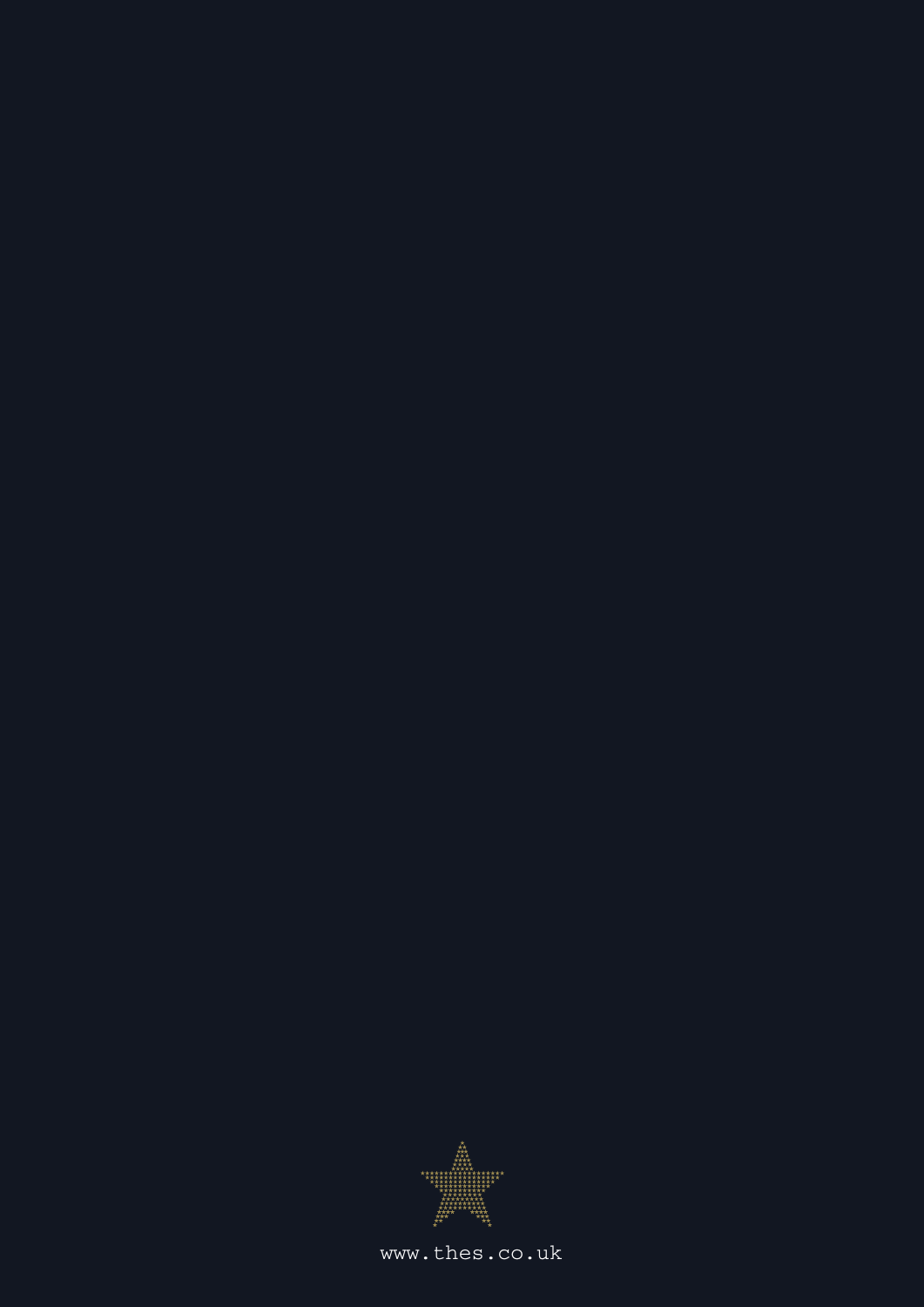www.thes.co.uk